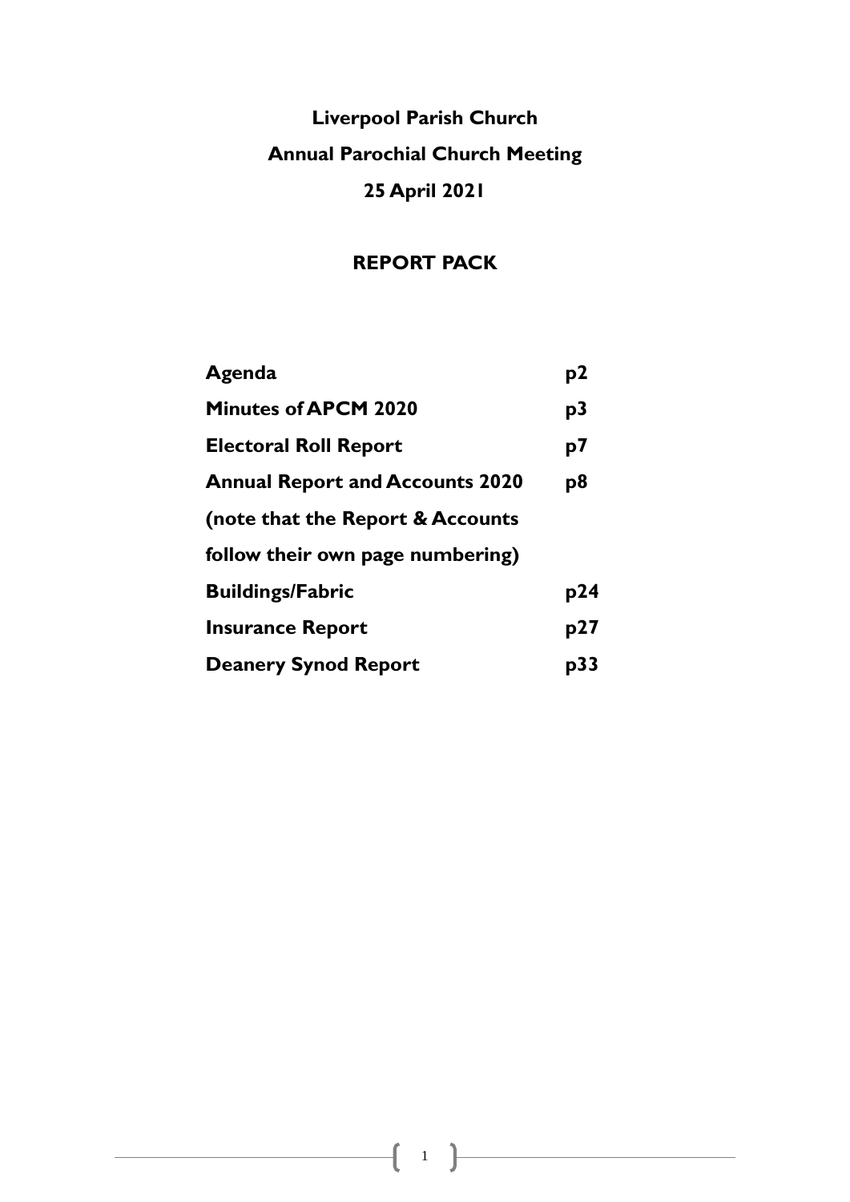# Liverpool Parish Church

# Annual Parochial Church Meeting

# 25 April 2021

## REPORT PACK

| | |
|---|---|
| **Agenda** | **p2** |
| **Minutes of APCM 2020** | **p3** |
| **Electoral Roll Report** | **p7** |
| **Annual Report and Accounts 2020** | **p8** |
| **(note that the Report & Accounts follow their own page numbering)** | |
| **Buildings/Fabric** | **p24** |
| **Insurance Report** | **p27** |
| **Deanery Synod Report** | **p33** |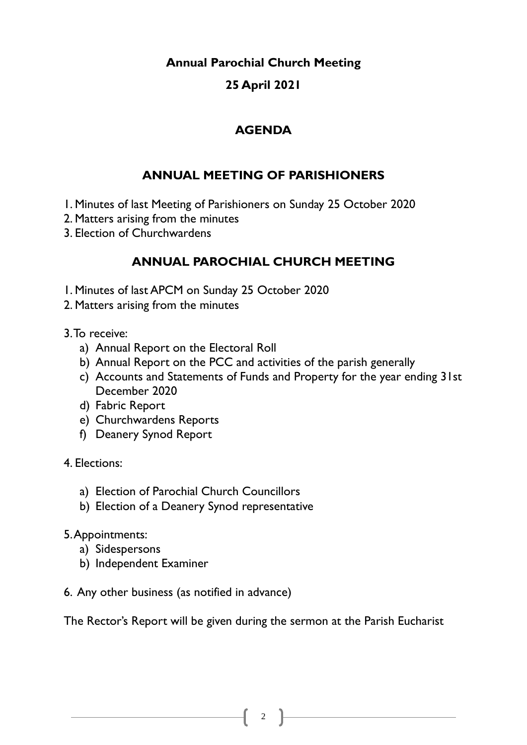**Annual Parochial Church Meeting**

**25 April 2021**

## AGENDA

## ANNUAL MEETING OF PARISHIONERS

1. Minutes of last Meeting of Parishioners on Sunday 25 October 2020
2. Matters arising from the minutes
3. Election of Churchwardens

## ANNUAL PAROCHIAL CHURCH MEETING

1. Minutes of last APCM on Sunday 25 October 2020
2. Matters arising from the minutes
3. To receive:
   a) Annual Report on the Electoral Roll
   b) Annual Report on the PCC and activities of the parish generally
   c) Accounts and Statements of Funds and Property for the year ending 31st December 2020
   d) Fabric Report
   e) Churchwardens Reports
   f) Deanery Synod Report
4. Elections:
   a) Election of Parochial Church Councillors
   b) Election of a Deanery Synod representative
5. Appointments:
   a) Sidespersons
   b) Independent Examiner
6. Any other business (as notified in advance)

The Rector's Report will be given during the sermon at the Parish Eucharist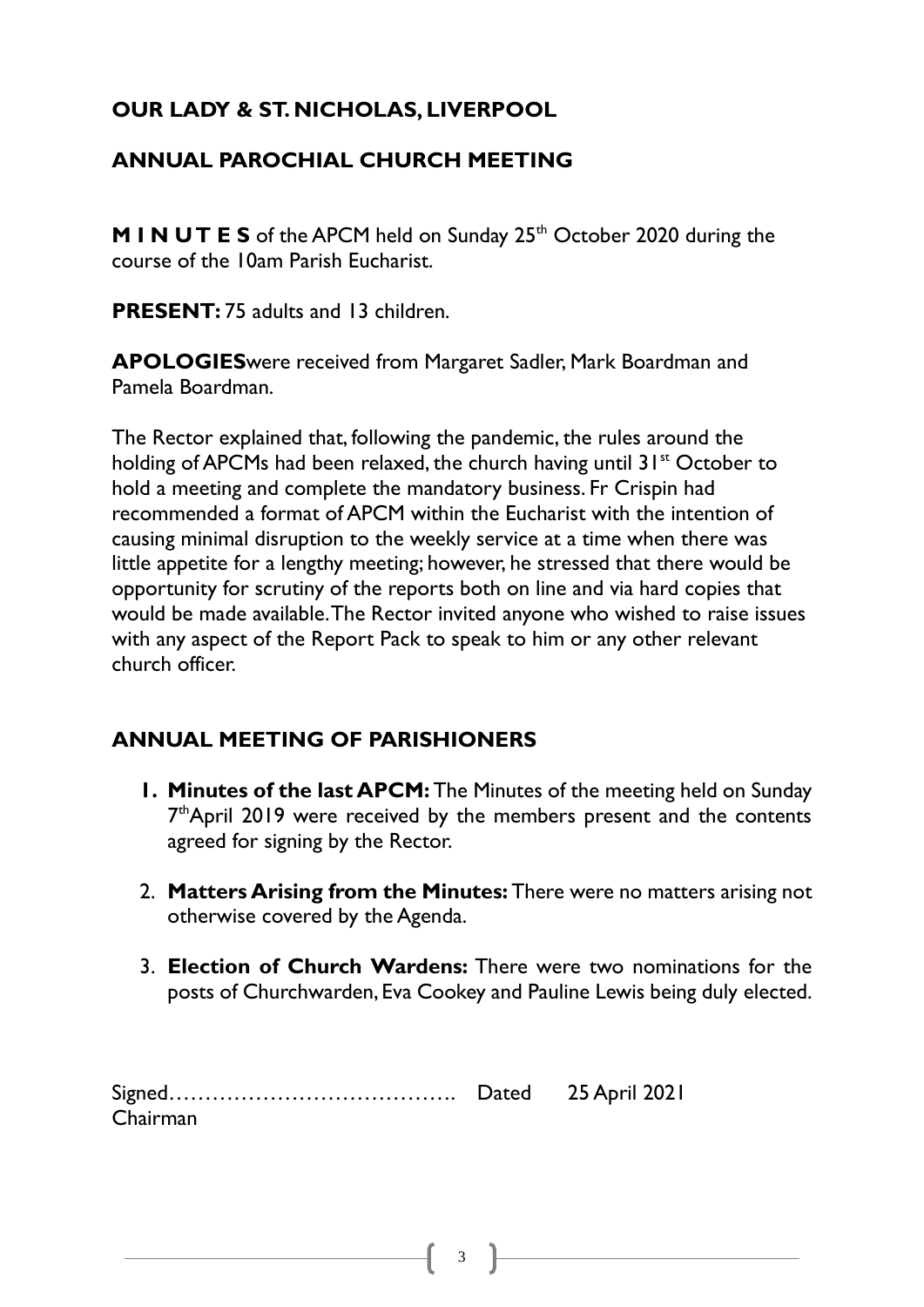**OUR LADY & ST. NICHOLAS, LIVERPOOL**

**ANNUAL PAROCHIAL CHURCH MEETING**

**M I N U T E S** of the APCM held on Sunday 25th October 2020 during the course of the 10am Parish Eucharist.

**PRESENT:** 75 adults and 13 children.

**APOLOGIES** were received from Margaret Sadler, Mark Boardman and Pamela Boardman.

The Rector explained that, following the pandemic, the rules around the holding of APCMs had been relaxed, the church having until 31st October to hold a meeting and complete the mandatory business. Fr Crispin had recommended a format of APCM within the Eucharist with the intention of causing minimal disruption to the weekly service at a time when there was little appetite for a lengthy meeting; however, he stressed that there would be opportunity for scrutiny of the reports both on line and via hard copies that would be made available. The Rector invited anyone who wished to raise issues with any aspect of the Report Pack to speak to him or any other relevant church officer.

**ANNUAL MEETING OF PARISHIONERS**

1. **Minutes of the last APCM:** The Minutes of the meeting held on Sunday 7th April 2019 were received by the members present and the contents agreed for signing by the Rector.
2. **Matters Arising from the Minutes:** There were no matters arising not otherwise covered by the Agenda.
3. **Election of Church Wardens:** There were two nominations for the posts of Churchwarden, Eva Cookey and Pauline Lewis being duly elected.

Signed…………………………………. Dated 25 April 2021
Chairman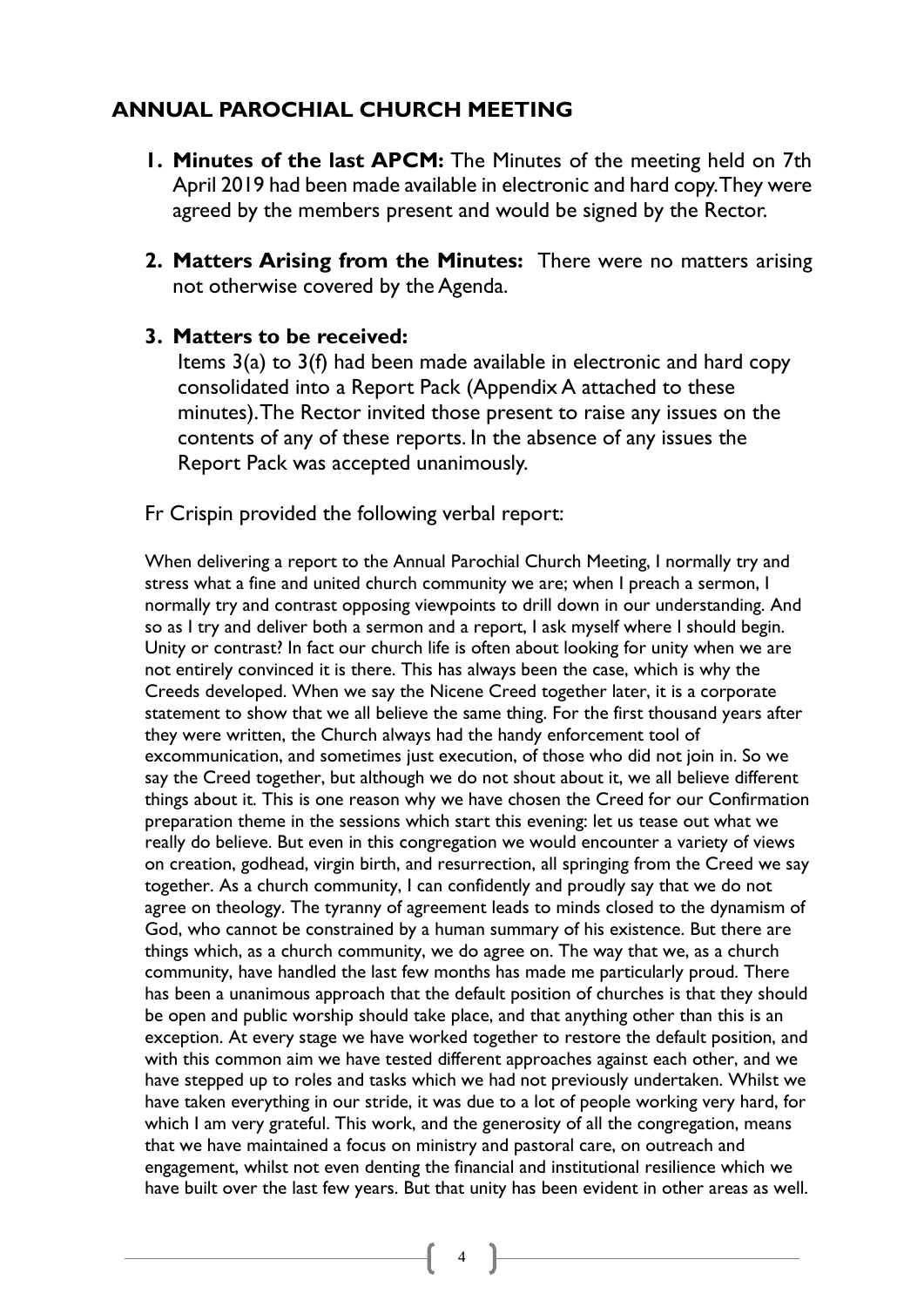## ANNUAL PAROCHIAL CHURCH MEETING

1. **Minutes of the last APCM:** The Minutes of the meeting held on 7th April 2019 had been made available in electronic and hard copy. They were agreed by the members present and would be signed by the Rector.

2. **Matters Arising from the Minutes:** There were no matters arising not otherwise covered by the Agenda.

3. **Matters to be received:**
   Items 3(a) to 3(f) had been made available in electronic and hard copy consolidated into a Report Pack (Appendix A attached to these minutes). The Rector invited those present to raise any issues on the contents of any of these reports. In the absence of any issues the Report Pack was accepted unanimously.

Fr Crispin provided the following verbal report:

When delivering a report to the Annual Parochial Church Meeting, I normally try and stress what a fine and united church community we are; when I preach a sermon, I normally try and contrast opposing viewpoints to drill down in our understanding. And so as I try and deliver both a sermon and a report, I ask myself where I should begin. Unity or contrast? In fact our church life is often about looking for unity when we are not entirely convinced it is there. This has always been the case, which is why the Creeds developed. When we say the Nicene Creed together later, it is a corporate statement to show that we all believe the same thing. For the first thousand years after they were written, the Church always had the handy enforcement tool of excommunication, and sometimes just execution, of those who did not join in. So we say the Creed together, but although we do not shout about it, we all believe different things about it. This is one reason why we have chosen the Creed for our Confirmation preparation theme in the sessions which start this evening: let us tease out what we really do believe. But even in this congregation we would encounter a variety of views on creation, godhead, virgin birth, and resurrection, all springing from the Creed we say together. As a church community, I can confidently and proudly say that we do not agree on theology. The tyranny of agreement leads to minds closed to the dynamism of God, who cannot be constrained by a human summary of his existence. But there are things which, as a church community, we do agree on. The way that we, as a church community, have handled the last few months has made me particularly proud. There has been a unanimous approach that the default position of churches is that they should be open and public worship should take place, and that anything other than this is an exception. At every stage we have worked together to restore the default position, and with this common aim we have tested different approaches against each other, and we have stepped up to roles and tasks which we had not previously undertaken. Whilst we have taken everything in our stride, it was due to a lot of people working very hard, for which I am very grateful. This work, and the generosity of all the congregation, means that we have maintained a focus on ministry and pastoral care, on outreach and engagement, whilst not even denting the financial and institutional resilience which we have built over the last few years. But that unity has been evident in other areas as well.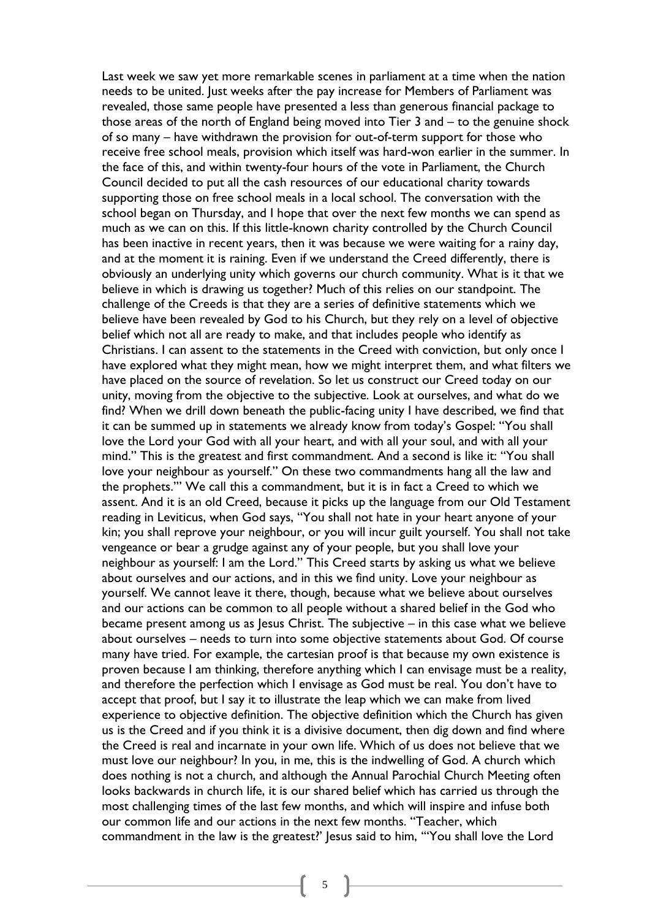Last week we saw yet more remarkable scenes in parliament at a time when the nation needs to be united. Just weeks after the pay increase for Members of Parliament was revealed, those same people have presented a less than generous financial package to those areas of the north of England being moved into Tier 3 and – to the genuine shock of so many – have withdrawn the provision for out-of-term support for those who receive free school meals, provision which itself was hard-won earlier in the summer. In the face of this, and within twenty-four hours of the vote in Parliament, the Church Council decided to put all the cash resources of our educational charity towards supporting those on free school meals in a local school. The conversation with the school began on Thursday, and I hope that over the next few months we can spend as much as we can on this. If this little-known charity controlled by the Church Council has been inactive in recent years, then it was because we were waiting for a rainy day, and at the moment it is raining. Even if we understand the Creed differently, there is obviously an underlying unity which governs our church community. What is it that we believe in which is drawing us together? Much of this relies on our standpoint. The challenge of the Creeds is that they are a series of definitive statements which we believe have been revealed by God to his Church, but they rely on a level of objective belief which not all are ready to make, and that includes people who identify as Christians. I can assent to the statements in the Creed with conviction, but only once I have explored what they might mean, how we might interpret them, and what filters we have placed on the source of revelation. So let us construct our Creed today on our unity, moving from the objective to the subjective. Look at ourselves, and what do we find? When we drill down beneath the public-facing unity I have described, we find that it can be summed up in statements we already know from today's Gospel: "You shall love the Lord your God with all your heart, and with all your soul, and with all your mind." This is the greatest and first commandment. And a second is like it: "You shall love your neighbour as yourself." On these two commandments hang all the law and the prophets.'" We call this a commandment, but it is in fact a Creed to which we assent. And it is an old Creed, because it picks up the language from our Old Testament reading in Leviticus, when God says, "You shall not hate in your heart anyone of your kin; you shall reprove your neighbour, or you will incur guilt yourself. You shall not take vengeance or bear a grudge against any of your people, but you shall love your neighbour as yourself: I am the Lord." This Creed starts by asking us what we believe about ourselves and our actions, and in this we find unity. Love your neighbour as yourself. We cannot leave it there, though, because what we believe about ourselves and our actions can be common to all people without a shared belief in the God who became present among us as Jesus Christ. The subjective – in this case what we believe about ourselves – needs to turn into some objective statements about God. Of course many have tried. For example, the cartesian proof is that because my own existence is proven because I am thinking, therefore anything which I can envisage must be a reality, and therefore the perfection which I envisage as God must be real. You don't have to accept that proof, but I say it to illustrate the leap which we can make from lived experience to objective definition. The objective definition which the Church has given us is the Creed and if you think it is a divisive document, then dig down and find where the Creed is real and incarnate in your own life. Which of us does not believe that we must love our neighbour? In you, in me, this is the indwelling of God. A church which does nothing is not a church, and although the Annual Parochial Church Meeting often looks backwards in church life, it is our shared belief which has carried us through the most challenging times of the last few months, and which will inspire and infuse both our common life and our actions in the next few months. "Teacher, which commandment in the law is the greatest?' Jesus said to him, "'You shall love the Lord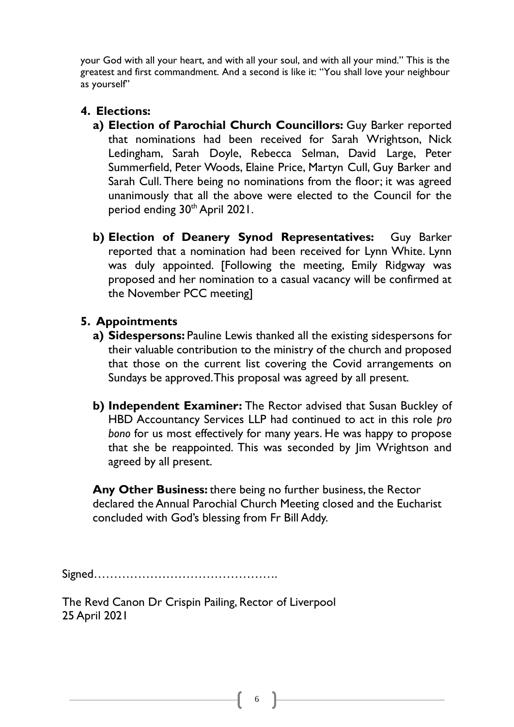your God with all your heart, and with all your soul, and with all your mind." This is the greatest and first commandment. And a second is like it: "You shall love your neighbour as yourself"

4. **Elections:**
   a) **Election of Parochial Church Councillors:** Guy Barker reported that nominations had been received for Sarah Wrightson, Nick Ledingham, Sarah Doyle, Rebecca Selman, David Large, Peter Summerfield, Peter Woods, Elaine Price, Martyn Cull, Guy Barker and Sarah Cull. There being no nominations from the floor; it was agreed unanimously that all the above were elected to the Council for the period ending 30th April 2021.

   b) **Election of Deanery Synod Representatives:** Guy Barker reported that a nomination had been received for Lynn White. Lynn was duly appointed. [Following the meeting, Emily Ridgway was proposed and her nomination to a casual vacancy will be confirmed at the November PCC meeting]

5. **Appointments**
   a) **Sidespersons:** Pauline Lewis thanked all the existing sidespersons for their valuable contribution to the ministry of the church and proposed that those on the current list covering the Covid arrangements on Sundays be approved. This proposal was agreed by all present.

   b) **Independent Examiner:** The Rector advised that Susan Buckley of HBD Accountancy Services LLP had continued to act in this role *pro bono* for us most effectively for many years. He was happy to propose that she be reappointed. This was seconded by Jim Wrightson and agreed by all present.

**Any Other Business:** there being no further business, the Rector declared the Annual Parochial Church Meeting closed and the Eucharist concluded with God's blessing from Fr Bill Addy.

Signed……………………………………….

The Revd Canon Dr Crispin Pailing, Rector of Liverpool
25 April 2021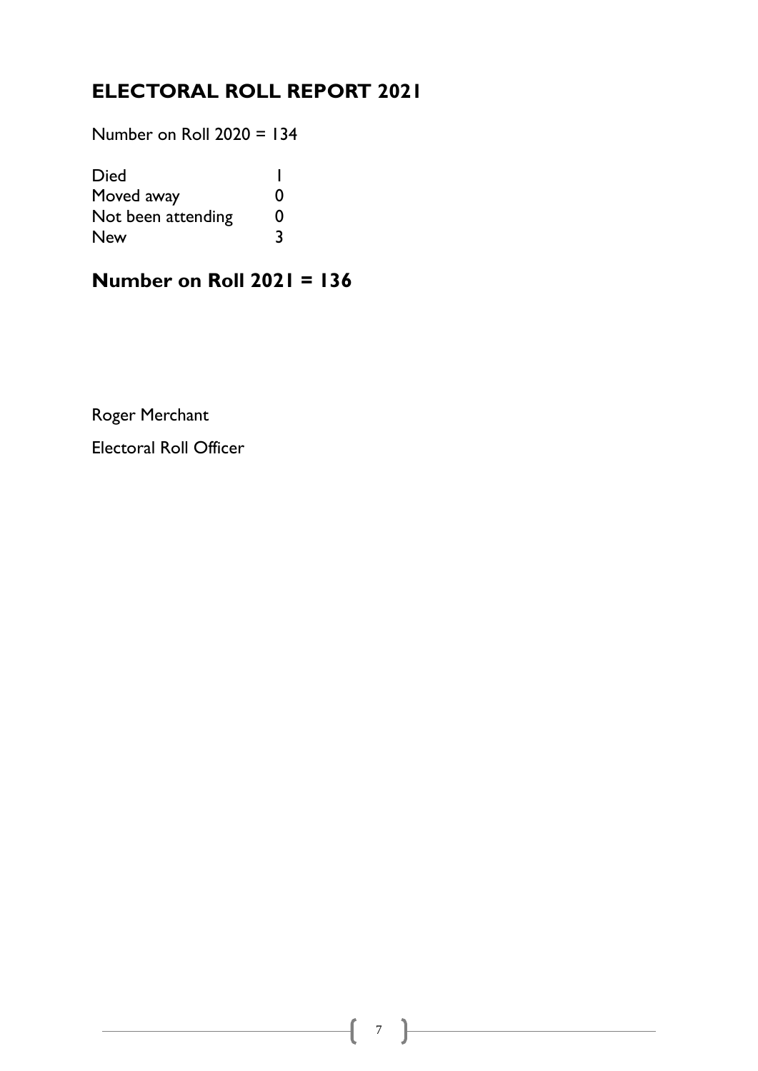# ELECTORAL ROLL REPORT 2021

Number on Roll 2020 = 134

| | |
|---|---|
| Died | 1 |
| Moved away | 0 |
| Not been attending | 0 |
| New | 3 |

## Number on Roll 2021 = 136

Roger Merchant

Electoral Roll Officer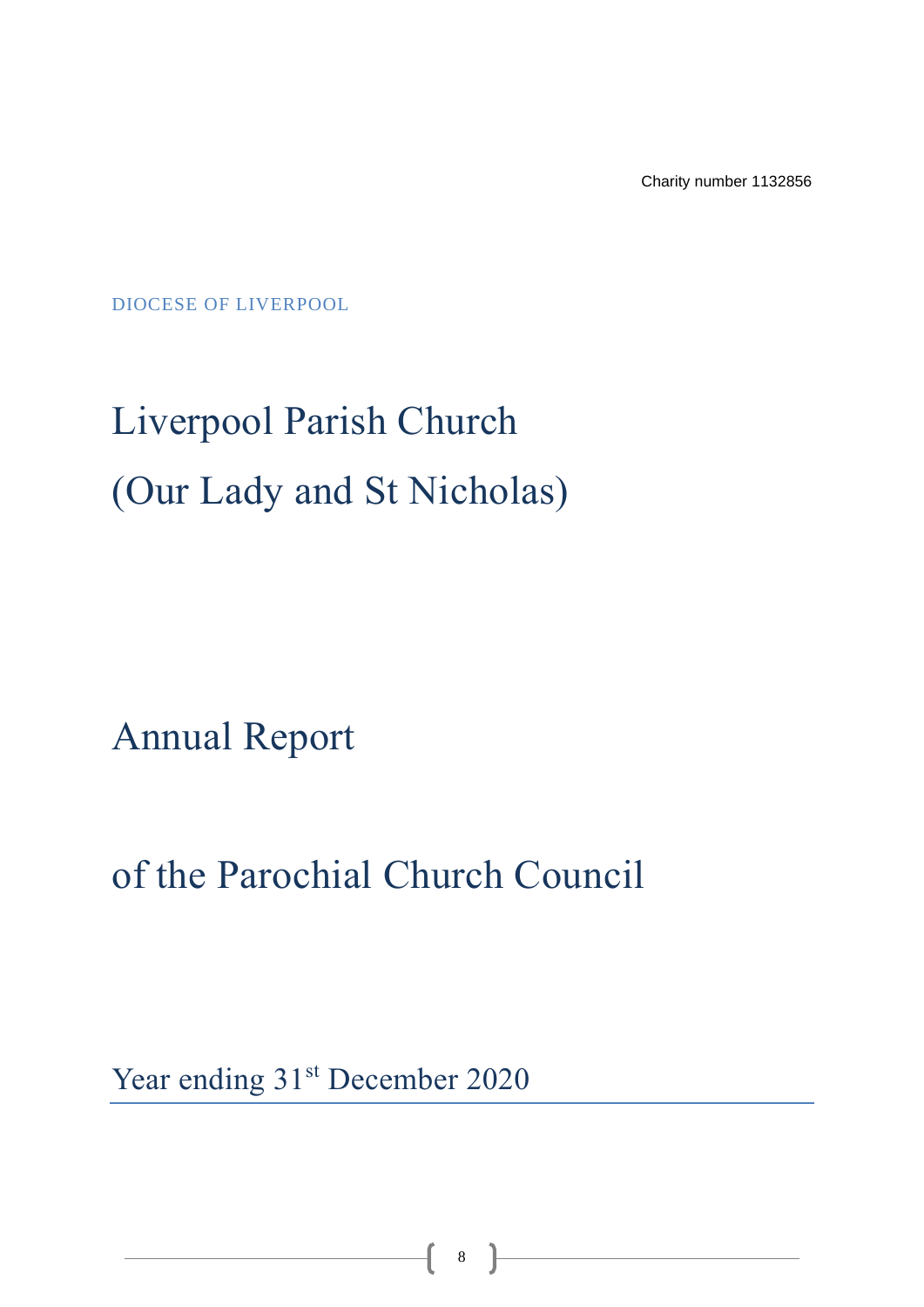Charity number 1132856

DIOCESE OF LIVERPOOL

# Liverpool Parish Church (Our Lady and St Nicholas)

# Annual Report

# of the Parochial Church Council

## Year ending 31st December 2020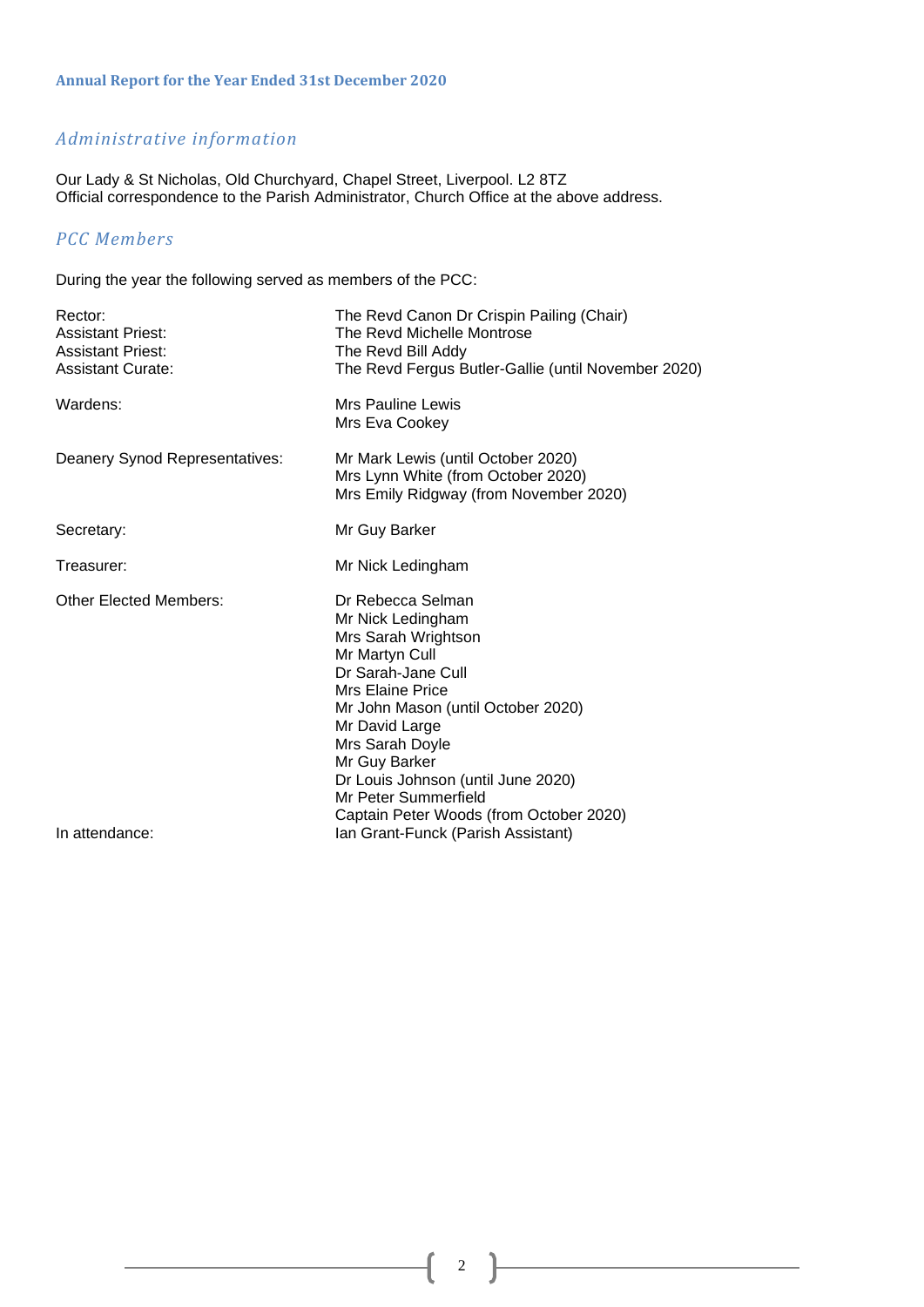## Administrative information

Our Lady & St Nicholas, Old Churchyard, Chapel Street, Liverpool. L2 8TZ
Official correspondence to the Parish Administrator, Church Office at the above address.

## PCC Members

During the year the following served as members of the PCC:

| | |
|---|---|
| Rector: | The Revd Canon Dr Crispin Pailing (Chair) |
| Assistant Priest: | The Revd Michelle Montrose |
| Assistant Priest: | The Revd Bill Addy |
| Assistant Curate: | The Revd Fergus Butler-Gallie (until November 2020) |
| Wardens: | Mrs Pauline Lewis<br>Mrs Eva Cookey |
| Deanery Synod Representatives: | Mr Mark Lewis (until October 2020)<br>Mrs Lynn White (from October 2020)<br>Mrs Emily Ridgway (from November 2020) |
| Secretary: | Mr Guy Barker |
| Treasurer: | Mr Nick Ledingham |
| Other Elected Members: | Dr Rebecca Selman<br>Mr Nick Ledingham<br>Mrs Sarah Wrightson<br>Mr Martyn Cull<br>Dr Sarah-Jane Cull<br>Mrs Elaine Price<br>Mr John Mason (until October 2020)<br>Mr David Large<br>Mrs Sarah Doyle<br>Mr Guy Barker<br>Dr Louis Johnson (until June 2020)<br>Mr Peter Summerfield<br>Captain Peter Woods (from October 2020) |
| In attendance: | Ian Grant-Funck (Parish Assistant) |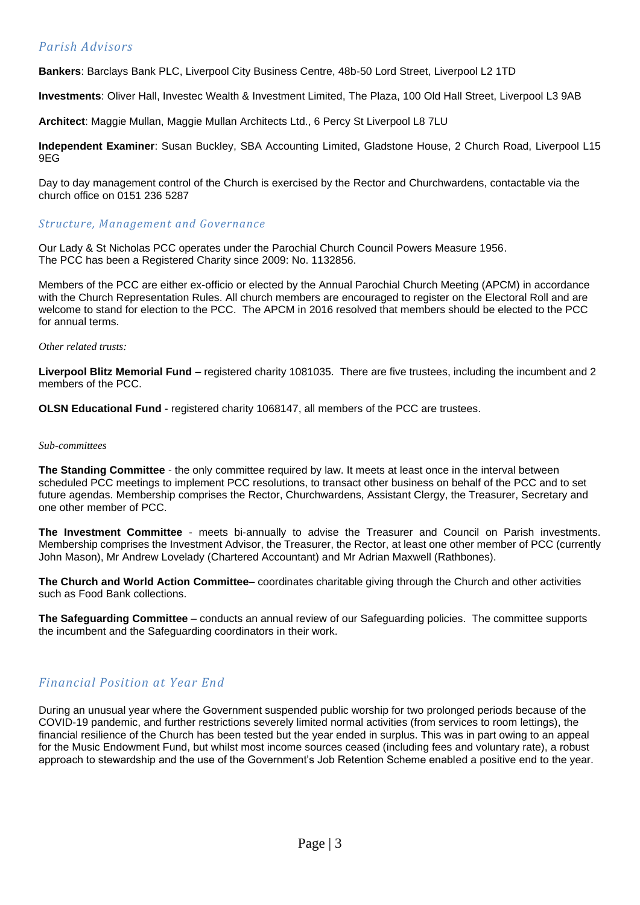## *Parish Advisors*

**Bankers**: Barclays Bank PLC, Liverpool City Business Centre, 48b-50 Lord Street, Liverpool L2 1TD

**Investments**: Oliver Hall, Investec Wealth & Investment Limited, The Plaza, 100 Old Hall Street, Liverpool L3 9AB

**Architect**: Maggie Mullan, Maggie Mullan Architects Ltd., 6 Percy St Liverpool L8 7LU

**Independent Examiner**: Susan Buckley, SBA Accounting Limited, Gladstone House, 2 Church Road, Liverpool L15 9EG

Day to day management control of the Church is exercised by the Rector and Churchwardens, contactable via the church office on 0151 236 5287

## *Structure, Management and Governance*

Our Lady & St Nicholas PCC operates under the Parochial Church Council Powers Measure 1956.
The PCC has been a Registered Charity since 2009: No. 1132856.

Members of the PCC are either ex-officio or elected by the Annual Parochial Church Meeting (APCM) in accordance with the Church Representation Rules. All church members are encouraged to register on the Electoral Roll and are welcome to stand for election to the PCC. The APCM in 2016 resolved that members should be elected to the PCC for annual terms.

*Other related trusts:*

**Liverpool Blitz Memorial Fund** – registered charity 1081035. There are five trustees, including the incumbent and 2 members of the PCC.

**OLSN Educational Fund** - registered charity 1068147, all members of the PCC are trustees.

*Sub-committees*

**The Standing Committee** - the only committee required by law. It meets at least once in the interval between scheduled PCC meetings to implement PCC resolutions, to transact other business on behalf of the PCC and to set future agendas. Membership comprises the Rector, Churchwardens, Assistant Clergy, the Treasurer, Secretary and one other member of PCC.

**The Investment Committee** - meets bi-annually to advise the Treasurer and Council on Parish investments. Membership comprises the Investment Advisor, the Treasurer, the Rector, at least one other member of PCC (currently John Mason), Mr Andrew Lovelady (Chartered Accountant) and Mr Adrian Maxwell (Rathbones).

**The Church and World Action Committee**– coordinates charitable giving through the Church and other activities such as Food Bank collections.

**The Safeguarding Committee** – conducts an annual review of our Safeguarding policies. The committee supports the incumbent and the Safeguarding coordinators in their work.

## *Financial Position at Year End*

During an unusual year where the Government suspended public worship for two prolonged periods because of the COVID-19 pandemic, and further restrictions severely limited normal activities (from services to room lettings), the financial resilience of the Church has been tested but the year ended in surplus. This was in part owing to an appeal for the Music Endowment Fund, but whilst most income sources ceased (including fees and voluntary rate), a robust approach to stewardship and the use of the Government's Job Retention Scheme enabled a positive end to the year.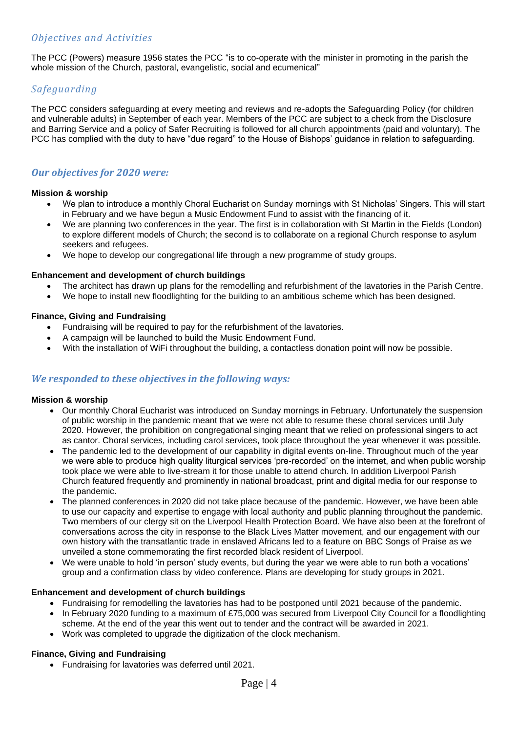## *Objectives and Activities*

The PCC (Powers) measure 1956 states the PCC "is to co-operate with the minister in promoting in the parish the whole mission of the Church, pastoral, evangelistic, social and ecumenical"

## *Safeguarding*

The PCC considers safeguarding at every meeting and reviews and re-adopts the Safeguarding Policy (for children and vulnerable adults) in September of each year. Members of the PCC are subject to a check from the Disclosure and Barring Service and a policy of Safer Recruiting is followed for all church appointments (paid and voluntary). The PCC has complied with the duty to have "due regard" to the House of Bishops' guidance in relation to safeguarding.

## ***Our objectives for 2020 were:***

**Mission & worship**

- We plan to introduce a monthly Choral Eucharist on Sunday mornings with St Nicholas' Singers. This will start in February and we have begun a Music Endowment Fund to assist with the financing of it.
- We are planning two conferences in the year. The first is in collaboration with St Martin in the Fields (London) to explore different models of Church; the second is to collaborate on a regional Church response to asylum seekers and refugees.
- We hope to develop our congregational life through a new programme of study groups.

**Enhancement and development of church buildings**

- The architect has drawn up plans for the remodelling and refurbishment of the lavatories in the Parish Centre.
- We hope to install new floodlighting for the building to an ambitious scheme which has been designed.

**Finance, Giving and Fundraising**

- Fundraising will be required to pay for the refurbishment of the lavatories.
- A campaign will be launched to build the Music Endowment Fund.
- With the installation of WiFi throughout the building, a contactless donation point will now be possible.

## ***We responded to these objectives in the following ways:***

**Mission & worship**

- Our monthly Choral Eucharist was introduced on Sunday mornings in February. Unfortunately the suspension of public worship in the pandemic meant that we were not able to resume these choral services until July 2020. However, the prohibition on congregational singing meant that we relied on professional singers to act as cantor. Choral services, including carol services, took place throughout the year whenever it was possible.
- The pandemic led to the development of our capability in digital events on-line. Throughout much of the year we were able to produce high quality liturgical services 'pre-recorded' on the internet, and when public worship took place we were able to live-stream it for those unable to attend church. In addition Liverpool Parish Church featured frequently and prominently in national broadcast, print and digital media for our response to the pandemic.
- The planned conferences in 2020 did not take place because of the pandemic. However, we have been able to use our capacity and expertise to engage with local authority and public planning throughout the pandemic. Two members of our clergy sit on the Liverpool Health Protection Board. We have also been at the forefront of conversations across the city in response to the Black Lives Matter movement, and our engagement with our own history with the transatlantic trade in enslaved Africans led to a feature on BBC Songs of Praise as we unveiled a stone commemorating the first recorded black resident of Liverpool.
- We were unable to hold 'in person' study events, but during the year we were able to run both a vocations' group and a confirmation class by video conference. Plans are developing for study groups in 2021.

**Enhancement and development of church buildings**

- Fundraising for remodelling the lavatories has had to be postponed until 2021 because of the pandemic.
- In February 2020 funding to a maximum of £75,000 was secured from Liverpool City Council for a floodlighting scheme. At the end of the year this went out to tender and the contract will be awarded in 2021.
- Work was completed to upgrade the digitization of the clock mechanism.

**Finance, Giving and Fundraising**

- Fundraising for lavatories was deferred until 2021.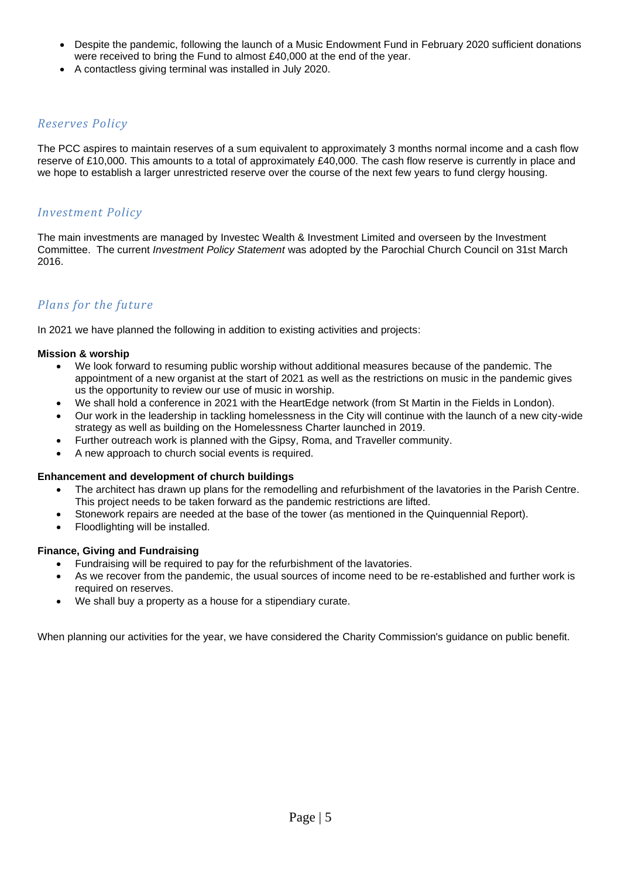- Despite the pandemic, following the launch of a Music Endowment Fund in February 2020 sufficient donations were received to bring the Fund to almost £40,000 at the end of the year.
- A contactless giving terminal was installed in July 2020.

## *Reserves Policy*

The PCC aspires to maintain reserves of a sum equivalent to approximately 3 months normal income and a cash flow reserve of £10,000. This amounts to a total of approximately £40,000. The cash flow reserve is currently in place and we hope to establish a larger unrestricted reserve over the course of the next few years to fund clergy housing.

## *Investment Policy*

The main investments are managed by Investec Wealth & Investment Limited and overseen by the Investment Committee. The current *Investment Policy Statement* was adopted by the Parochial Church Council on 31st March 2016.

## *Plans for the future*

In 2021 we have planned the following in addition to existing activities and projects:

**Mission & worship**

- We look forward to resuming public worship without additional measures because of the pandemic. The appointment of a new organist at the start of 2021 as well as the restrictions on music in the pandemic gives us the opportunity to review our use of music in worship.
- We shall hold a conference in 2021 with the HeartEdge network (from St Martin in the Fields in London).
- Our work in the leadership in tackling homelessness in the City will continue with the launch of a new city-wide strategy as well as building on the Homelessness Charter launched in 2019.
- Further outreach work is planned with the Gipsy, Roma, and Traveller community.
- A new approach to church social events is required.

**Enhancement and development of church buildings**

- The architect has drawn up plans for the remodelling and refurbishment of the lavatories in the Parish Centre. This project needs to be taken forward as the pandemic restrictions are lifted.
- Stonework repairs are needed at the base of the tower (as mentioned in the Quinquennial Report).
- Floodlighting will be installed.

**Finance, Giving and Fundraising**

- Fundraising will be required to pay for the refurbishment of the lavatories.
- As we recover from the pandemic, the usual sources of income need to be re-established and further work is required on reserves.
- We shall buy a property as a house for a stipendiary curate.

When planning our activities for the year, we have considered the Charity Commission's guidance on public benefit.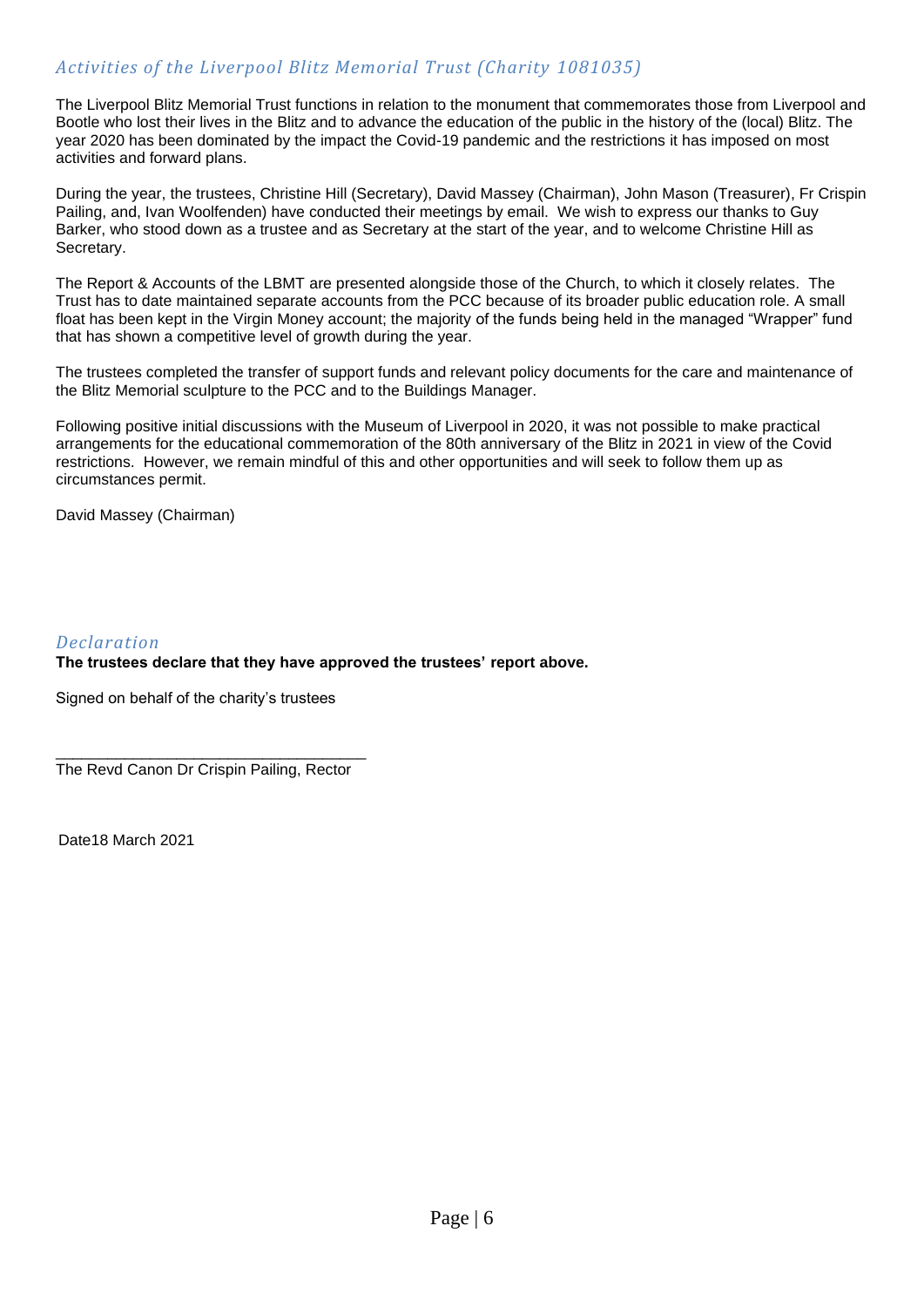## *Activities of the Liverpool Blitz Memorial Trust (Charity 1081035)*

The Liverpool Blitz Memorial Trust functions in relation to the monument that commemorates those from Liverpool and Bootle who lost their lives in the Blitz and to advance the education of the public in the history of the (local) Blitz. The year 2020 has been dominated by the impact the Covid-19 pandemic and the restrictions it has imposed on most activities and forward plans.

During the year, the trustees, Christine Hill (Secretary), David Massey (Chairman), John Mason (Treasurer), Fr Crispin Pailing, and, Ivan Woolfenden) have conducted their meetings by email. We wish to express our thanks to Guy Barker, who stood down as a trustee and as Secretary at the start of the year, and to welcome Christine Hill as Secretary.

The Report & Accounts of the LBMT are presented alongside those of the Church, to which it closely relates. The Trust has to date maintained separate accounts from the PCC because of its broader public education role. A small float has been kept in the Virgin Money account; the majority of the funds being held in the managed "Wrapper" fund that has shown a competitive level of growth during the year.

The trustees completed the transfer of support funds and relevant policy documents for the care and maintenance of the Blitz Memorial sculpture to the PCC and to the Buildings Manager.

Following positive initial discussions with the Museum of Liverpool in 2020, it was not possible to make practical arrangements for the educational commemoration of the 80th anniversary of the Blitz in 2021 in view of the Covid restrictions. However, we remain mindful of this and other opportunities and will seek to follow them up as circumstances permit.

David Massey (Chairman)

## *Declaration*

**The trustees declare that they have approved the trustees' report above.**

Signed on behalf of the charity's trustees

\_\_\_\_\_\_\_\_\_\_\_\_\_\_\_\_\_\_\_\_\_\_\_\_\_\_\_\_\_\_\_\_\_\_\_\_
The Revd Canon Dr Crispin Pailing, Rector

Date18 March 2021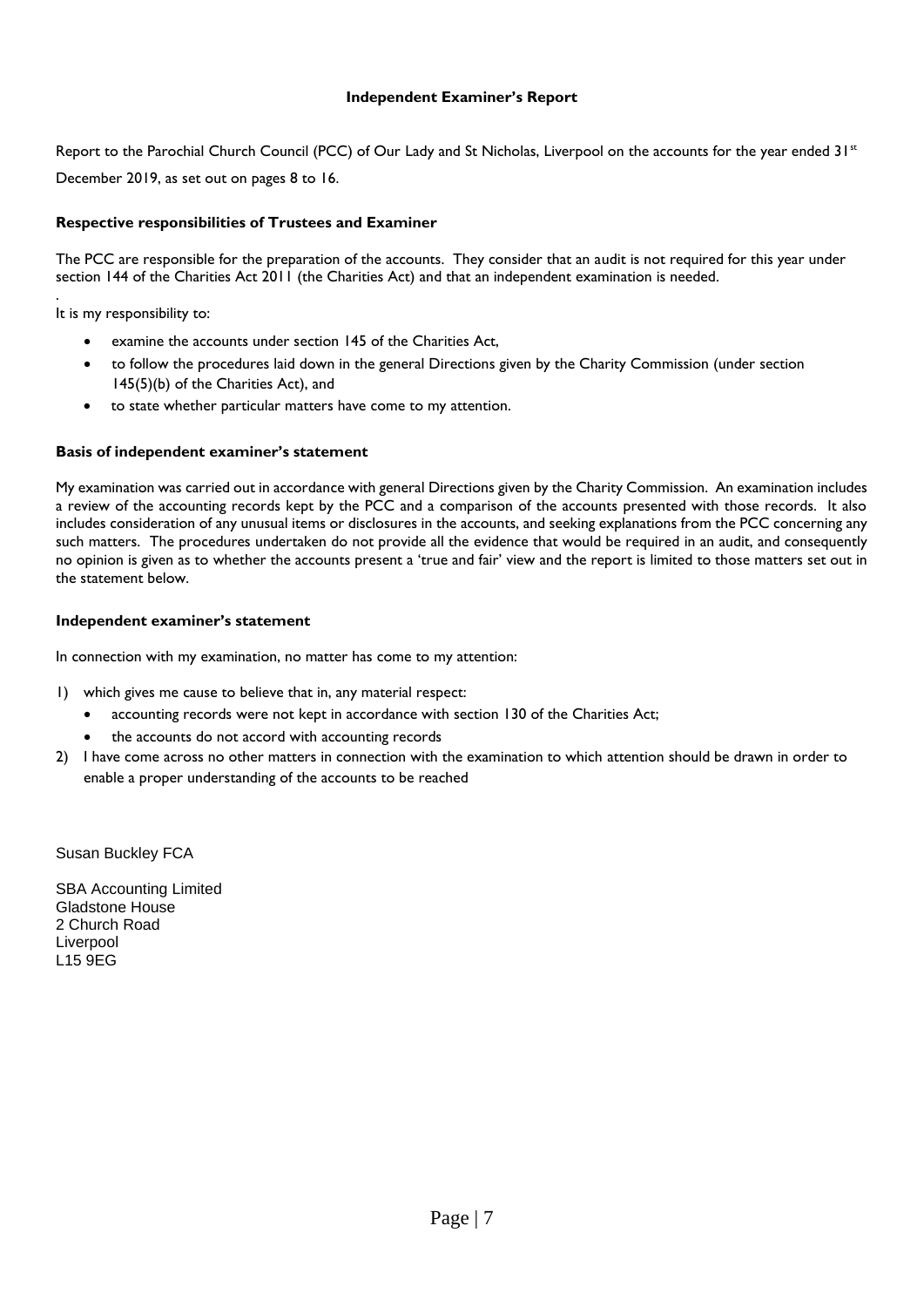# Independent Examiner's Report

Report to the Parochial Church Council (PCC) of Our Lady and St Nicholas, Liverpool on the accounts for the year ended 31st December 2019, as set out on pages 8 to 16.

### Respective responsibilities of Trustees and Examiner

The PCC are responsible for the preparation of the accounts. They consider that an audit is not required for this year under section 144 of the Charities Act 2011 (the Charities Act) and that an independent examination is needed.

It is my responsibility to:

- examine the accounts under section 145 of the Charities Act,
- to follow the procedures laid down in the general Directions given by the Charity Commission (under section 145(5)(b) of the Charities Act), and
- to state whether particular matters have come to my attention.

### Basis of independent examiner's statement

My examination was carried out in accordance with general Directions given by the Charity Commission. An examination includes a review of the accounting records kept by the PCC and a comparison of the accounts presented with those records. It also includes consideration of any unusual items or disclosures in the accounts, and seeking explanations from the PCC concerning any such matters. The procedures undertaken do not provide all the evidence that would be required in an audit, and consequently no opinion is given as to whether the accounts present a 'true and fair' view and the report is limited to those matters set out in the statement below.

### Independent examiner's statement

In connection with my examination, no matter has come to my attention:

1) which gives me cause to believe that in, any material respect:
   - accounting records were not kept in accordance with section 130 of the Charities Act;
   - the accounts do not accord with accounting records
2) I have come across no other matters in connection with the examination to which attention should be drawn in order to enable a proper understanding of the accounts to be reached

Susan Buckley FCA

SBA Accounting Limited
Gladstone House
2 Church Road
Liverpool
L15 9EG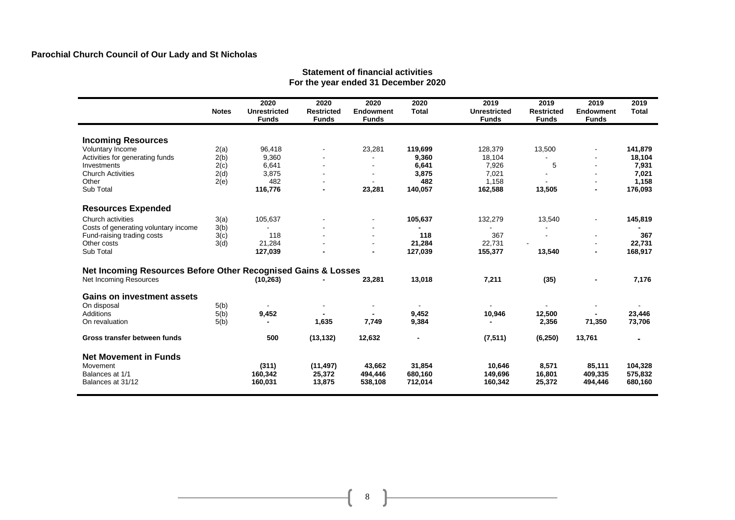**Parochial Church Council of Our Lady and St Nicholas**

## Statement of financial activities
## For the year ended 31 December 2020

| | Notes | 2020 Unrestricted Funds | 2020 Restricted Funds | 2020 Endowment Funds | 2020 Total | 2019 Unrestricted Funds | 2019 Restricted Funds | 2019 Endowment Funds | 2019 Total |
|---|---|---|---|---|---|---|---|---|---|
| **Incoming Resources** | | | | | | | | | |
| Voluntary Income | 2(a) | 96,418 | - | 23,281 | **119,699** | 128,379 | 13,500 | - | **141,879** |
| Activities for generating funds | 2(b) | 9,360 | - | - | **9,360** | 18,104 | - | - | **18,104** |
| Investments | 2(c) | 6,641 | - | - | **6,641** | 7,926 | 5 | - | **7,931** |
| Church Activities | 2(d) | 3,875 | - | - | **3,875** | 7,021 | - | - | **7,021** |
| Other | 2(e) | 482 | - | - | **482** | 1,158 | - | - | **1,158** |
| Sub Total | | **116,776** | **-** | **23,281** | **140,057** | **162,588** | **13,505** | **-** | **176,093** |
| **Resources Expended** | | | | | | | | | |
| Church activities | 3(a) | 105,637 | - | - | **105,637** | 132,279 | 13,540 | - | **145,819** |
| Costs of generating voluntary income | 3(b) | - | - | - | **-** | - | - | | **-** |
| Fund-raising trading costs | 3(c) | 118 | - | - | **118** | 367 | - | - | **367** |
| Other costs | 3(d) | 21,284 | - | - | **21,284** | 22,731 | - | - | **22,731** |
| Sub Total | | **127,039** | **-** | **-** | **127,039** | **155,377** | **13,540** | **-** | **168,917** |
| **Net Incoming Resources Before Other Recognised Gains & Losses** | | | | | | | | | |
| Net Incoming Resources | | **(10,263)** | **-** | **23,281** | **13,018** | **7,211** | **(35)** | **-** | **7,176** |
| **Gains on investment assets** | | | | | | | | | |
| On disposal | 5(b) | - | - | - | - | - | - | - | - |
| Additions | 5(b) | **9,452** | **-** | **-** | **9,452** | **10,946** | **12,500** | **-** | **23,446** |
| On revaluation | 5(b) | **-** | **1,635** | **7,749** | **9,384** | **-** | **2,356** | **71,350** | **73,706** |
| **Gross transfer between funds** | | **500** | **(13,132)** | **12,632** | **-** | **(7,511)** | **(6,250)** | **13,761** | **-** |
| **Net Movement in Funds** | | | | | | | | | |
| Movement | | **(311)** | **(11,497)** | **43,662** | **31,854** | **10,646** | **8,571** | **85,111** | **104,328** |
| Balances at 1/1 | | **160,342** | **25,372** | **494,446** | **680,160** | **149,696** | **16,801** | **409,335** | **575,832** |
| Balances at 31/12 | | **160,031** | **13,875** | **538,108** | **712,014** | **160,342** | **25,372** | **494,446** | **680,160** |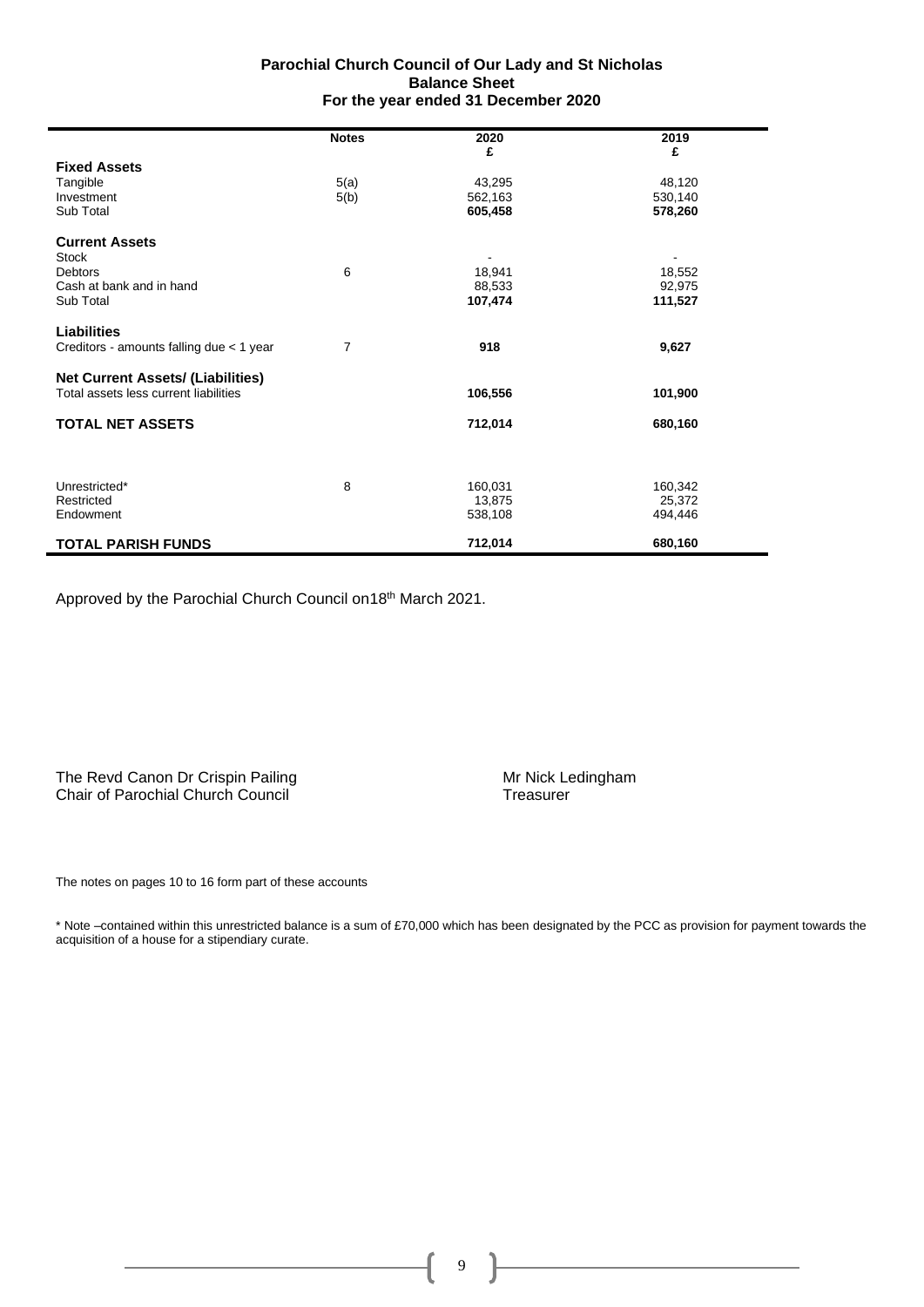**Parochial Church Council of Our Lady and St Nicholas**
**Balance Sheet**
**For the year ended 31 December 2020**

| | Notes | 2020 £ | 2019 £ |
|---|---|---|---|
| **Fixed Assets** | | | |
| Tangible | 5(a) | 43,295 | 48,120 |
| Investment | 5(b) | 562,163 | 530,140 |
| Sub Total | | **605,458** | **578,260** |
| **Current Assets** | | | |
| Stock | | - | - |
| Debtors | 6 | 18,941 | 18,552 |
| Cash at bank and in hand | | 88,533 | 92,975 |
| Sub Total | | **107,474** | **111,527** |
| **Liabilities** | | | |
| Creditors - amounts falling due < 1 year | 7 | **918** | **9,627** |
| **Net Current Assets/ (Liabilities)** | | | |
| Total assets less current liabilities | | **106,556** | **101,900** |
| **TOTAL NET ASSETS** | | **712,014** | **680,160** |
| | | | |
| Unrestricted* | 8 | 160,031 | 160,342 |
| Restricted | | 13,875 | 25,372 |
| Endowment | | 538,108 | 494,446 |
| **TOTAL PARISH FUNDS** | | **712,014** | **680,160** |

Approved by the Parochial Church Council on18th March 2021.

The Revd Canon Dr Crispin Pailing
Chair of Parochial Church Council

Mr Nick Ledingham
Treasurer

The notes on pages 10 to 16 form part of these accounts

* Note –contained within this unrestricted balance is a sum of £70,000 which has been designated by the PCC as provision for payment towards the acquisition of a house for a stipendiary curate.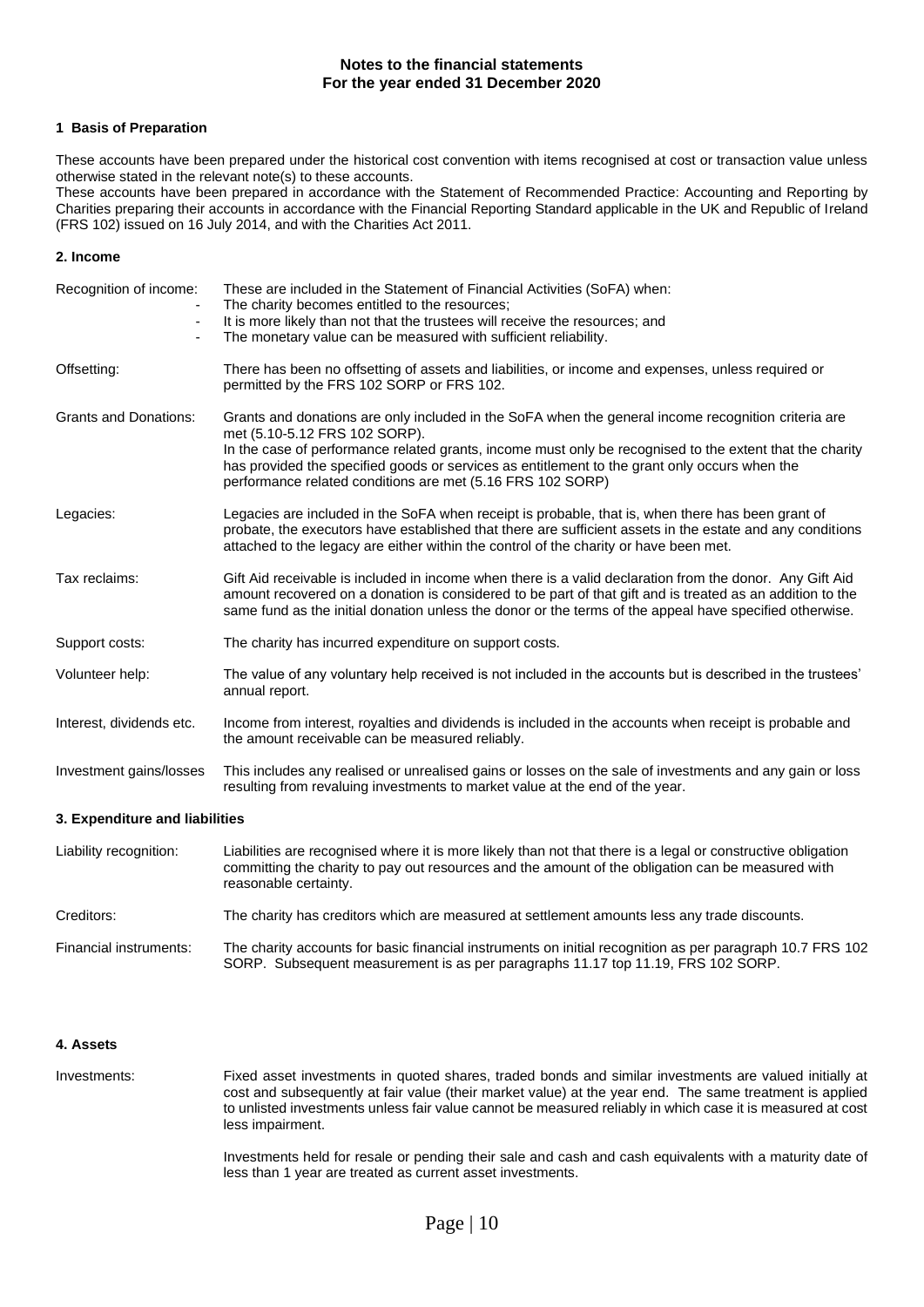# Notes to the financial statements
## For the year ended 31 December 2020

### 1 Basis of Preparation

These accounts have been prepared under the historical cost convention with items recognised at cost or transaction value unless otherwise stated in the relevant note(s) to these accounts.
These accounts have been prepared in accordance with the Statement of Recommended Practice: Accounting and Reporting by Charities preparing their accounts in accordance with the Financial Reporting Standard applicable in the UK and Republic of Ireland (FRS 102) issued on 16 July 2014, and with the Charities Act 2011.

### 2. Income

**Recognition of income:** These are included in the Statement of Financial Activities (SoFA) when:

- The charity becomes entitled to the resources;
- It is more likely than not that the trustees will receive the resources; and
- The monetary value can be measured with sufficient reliability.

**Offsetting:** There has been no offsetting of assets and liabilities, or income and expenses, unless required or permitted by the FRS 102 SORP or FRS 102.

**Grants and Donations:** Grants and donations are only included in the SoFA when the general income recognition criteria are met (5.10-5.12 FRS 102 SORP).
In the case of performance related grants, income must only be recognised to the extent that the charity has provided the specified goods or services as entitlement to the grant only occurs when the performance related conditions are met (5.16 FRS 102 SORP)

**Legacies:** Legacies are included in the SoFA when receipt is probable, that is, when there has been grant of probate, the executors have established that there are sufficient assets in the estate and any conditions attached to the legacy are either within the control of the charity or have been met.

**Tax reclaims:** Gift Aid receivable is included in income when there is a valid declaration from the donor. Any Gift Aid amount recovered on a donation is considered to be part of that gift and is treated as an addition to the same fund as the initial donation unless the donor or the terms of the appeal have specified otherwise.

**Support costs:** The charity has incurred expenditure on support costs.

**Volunteer help:** The value of any voluntary help received is not included in the accounts but is described in the trustees' annual report.

**Interest, dividends etc.** Income from interest, royalties and dividends is included in the accounts when receipt is probable and the amount receivable can be measured reliably.

**Investment gains/losses** This includes any realised or unrealised gains or losses on the sale of investments and any gain or loss resulting from revaluing investments to market value at the end of the year.

### 3. Expenditure and liabilities

**Liability recognition:** Liabilities are recognised where it is more likely than not that there is a legal or constructive obligation committing the charity to pay out resources and the amount of the obligation can be measured with reasonable certainty.

**Creditors:** The charity has creditors which are measured at settlement amounts less any trade discounts.

**Financial instruments:** The charity accounts for basic financial instruments on initial recognition as per paragraph 10.7 FRS 102 SORP. Subsequent measurement is as per paragraphs 11.17 top 11.19, FRS 102 SORP.

### 4. Assets

**Investments:** Fixed asset investments in quoted shares, traded bonds and similar investments are valued initially at cost and subsequently at fair value (their market value) at the year end. The same treatment is applied to unlisted investments unless fair value cannot be measured reliably in which case it is measured at cost less impairment.

Investments held for resale or pending their sale and cash and cash equivalents with a maturity date of less than 1 year are treated as current asset investments.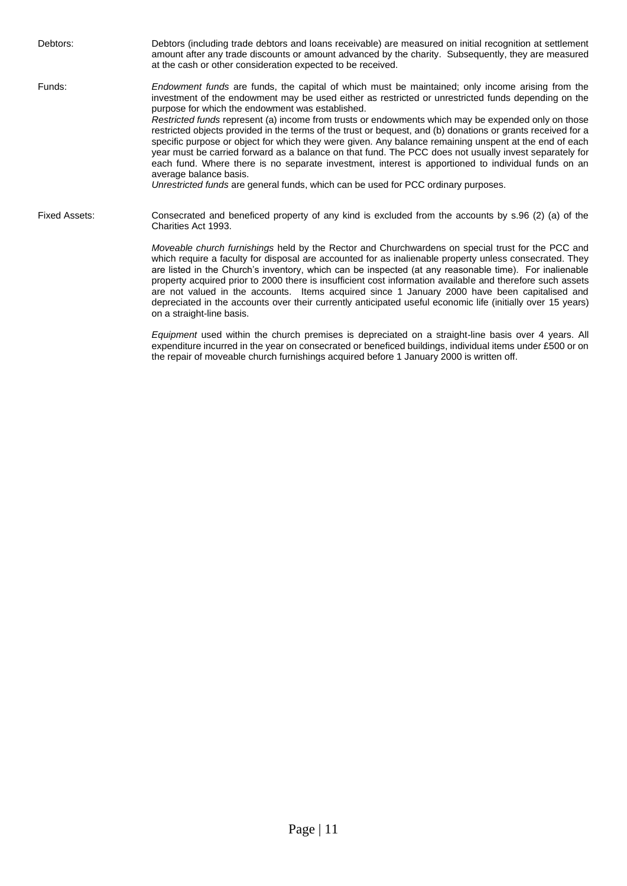**Debtors:** Debtors (including trade debtors and loans receivable) are measured on initial recognition at settlement amount after any trade discounts or amount advanced by the charity. Subsequently, they are measured at the cash or other consideration expected to be received.

**Funds:** *Endowment funds* are funds, the capital of which must be maintained; only income arising from the investment of the endowment may be used either as restricted or unrestricted funds depending on the purpose for which the endowment was established.

*Restricted funds* represent (a) income from trusts or endowments which may be expended only on those restricted objects provided in the terms of the trust or bequest, and (b) donations or grants received for a specific purpose or object for which they were given. Any balance remaining unspent at the end of each year must be carried forward as a balance on that fund. The PCC does not usually invest separately for each fund. Where there is no separate investment, interest is apportioned to individual funds on an average balance basis.

*Unrestricted funds* are general funds, which can be used for PCC ordinary purposes.

**Fixed Assets:** Consecrated and beneficed property of any kind is excluded from the accounts by s.96 (2) (a) of the Charities Act 1993.

*Moveable church furnishings* held by the Rector and Churchwardens on special trust for the PCC and which require a faculty for disposal are accounted for as inalienable property unless consecrated. They are listed in the Church's inventory, which can be inspected (at any reasonable time). For inalienable property acquired prior to 2000 there is insufficient cost information available and therefore such assets are not valued in the accounts. Items acquired since 1 January 2000 have been capitalised and depreciated in the accounts over their currently anticipated useful economic life (initially over 15 years) on a straight-line basis.

*Equipment* used within the church premises is depreciated on a straight-line basis over 4 years. All expenditure incurred in the year on consecrated or beneficed buildings, individual items under £500 or on the repair of moveable church furnishings acquired before 1 January 2000 is written off.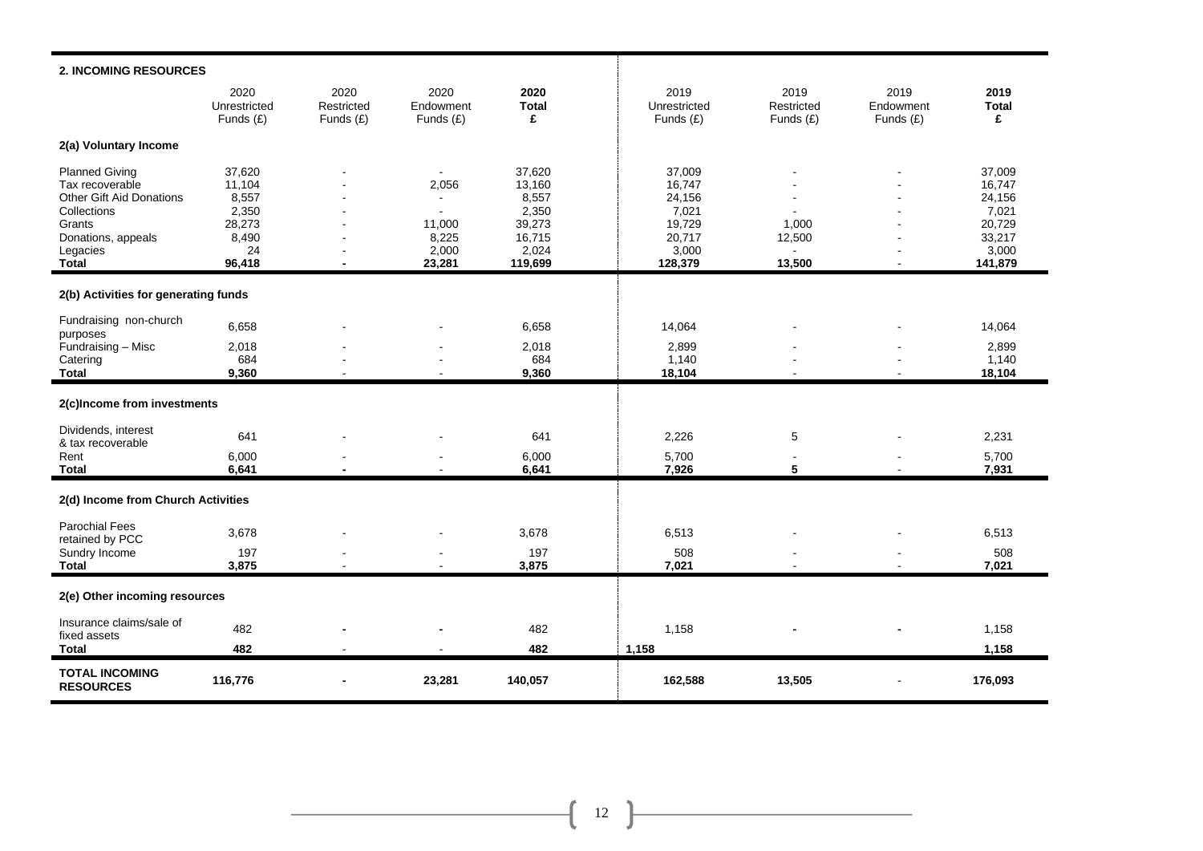## 2. INCOMING RESOURCES

| | 2020 Unrestricted Funds (£) | 2020 Restricted Funds (£) | 2020 Endowment Funds (£) | **2020 Total £** | 2019 Unrestricted Funds (£) | 2019 Restricted Funds (£) | 2019 Endowment Funds (£) | **2019 Total £** |
|---|---|---|---|---|---|---|---|---|
| **2(a) Voluntary Income** | | | | | | | | |
| Planned Giving | 37,620 | - | - | 37,620 | 37,009 | - | - | 37,009 |
| Tax recoverable | 11,104 | - | 2,056 | 13,160 | 16,747 | - | - | 16,747 |
| Other Gift Aid Donations | 8,557 | - | - | 8,557 | 24,156 | - | - | 24,156 |
| Collections | 2,350 | - | - | 2,350 | 7,021 | - | - | 7,021 |
| Grants | 28,273 | - | 11,000 | 39,273 | 19,729 | 1,000 | - | 20,729 |
| Donations, appeals | 8,490 | - | 8,225 | 16,715 | 20,717 | 12,500 | - | 33,217 |
| Legacies | 24 | - | 2,000 | 2,024 | 3,000 | - | - | 3,000 |
| **Total** | **96,418** | **-** | **23,281** | **119,699** | **128,379** | **13,500** | - | **141,879** |
| **2(b) Activities for generating funds** | | | | | | | | |
| Fundraising non-church purposes | 6,658 | - | - | 6,658 | 14,064 | - | - | 14,064 |
| Fundraising – Misc | 2,018 | - | - | 2,018 | 2,899 | - | - | 2,899 |
| Catering | 684 | - | - | 684 | 1,140 | - | - | 1,140 |
| **Total** | **9,360** | - | - | **9,360** | **18,104** | - | - | **18,104** |
| **2(c)Income from investments** | | | | | | | | |
| Dividends, interest & tax recoverable | 641 | - | - | 641 | 2,226 | 5 | - | 2,231 |
| Rent | 6,000 | - | - | 6,000 | 5,700 | - | - | 5,700 |
| **Total** | **6,641** | **-** | - | **6,641** | **7,926** | **5** | - | **7,931** |
| **2(d) Income from Church Activities** | | | | | | | | |
| Parochial Fees retained by PCC | 3,678 | - | - | 3,678 | 6,513 | - | - | 6,513 |
| Sundry Income | 197 | - | - | 197 | 508 | - | - | 508 |
| **Total** | **3,875** | - | - | **3,875** | **7,021** | - | - | **7,021** |
| **2(e) Other incoming resources** | | | | | | | | |
| Insurance claims/sale of fixed assets | 482 | **-** | **-** | 482 | 1,158 | **-** | **-** | 1,158 |
| **Total** | **482** | - | - | **482** | **1,158** | | | **1,158** |
| **TOTAL INCOMING RESOURCES** | **116,776** | **-** | **23,281** | **140,057** | **162,588** | **13,505** | - | **176,093** |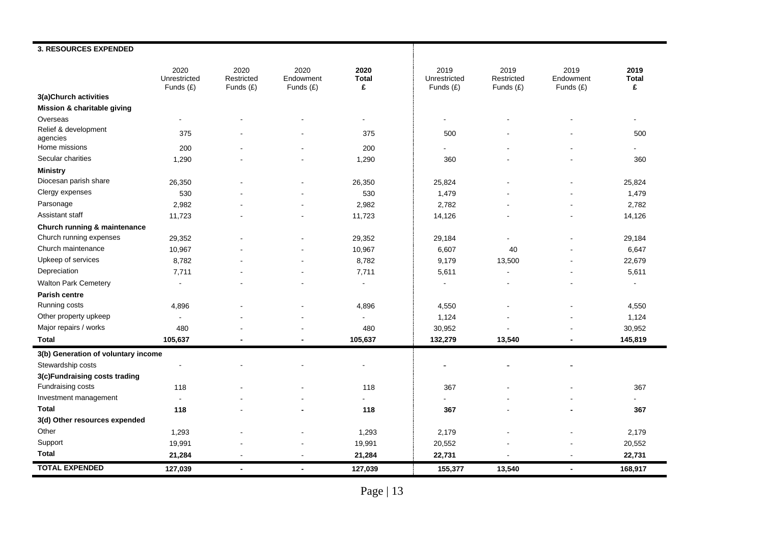### 3. RESOURCES EXPENDED

| | 2020 Unrestricted Funds (£) | 2020 Restricted Funds (£) | 2020 Endowment Funds (£) | **2020 Total £** | 2019 Unrestricted Funds (£) | 2019 Restricted Funds (£) | 2019 Endowment Funds (£) | **2019 Total £** |
|---|---|---|---|---|---|---|---|---|
| **3(a)Church activities** | | | | | | | | |
| **Mission & charitable giving** | | | | | | | | |
| Overseas | - | - | - | - | - | - | - | - |
| Relief & development agencies | 375 | - | - | 375 | 500 | - | - | 500 |
| Home missions | 200 | - | - | 200 | - | - | - | - |
| Secular charities | 1,290 | - | - | 1,290 | 360 | - | - | 360 |
| **Ministry** | | | | | | | | |
| Diocesan parish share | 26,350 | - | - | 26,350 | 25,824 | - | - | 25,824 |
| Clergy expenses | 530 | - | - | 530 | 1,479 | - | - | 1,479 |
| Parsonage | 2,982 | - | - | 2,982 | 2,782 | - | - | 2,782 |
| Assistant staff | 11,723 | - | - | 11,723 | 14,126 | - | - | 14,126 |
| **Church running & maintenance** | | | | | | | | |
| Church running expenses | 29,352 | - | - | 29,352 | 29,184 | - | - | 29,184 |
| Church maintenance | 10,967 | - | - | 10,967 | 6,607 | 40 | - | 6,647 |
| Upkeep of services | 8,782 | - | - | 8,782 | 9,179 | 13,500 | - | 22,679 |
| Depreciation | 7,711 | - | - | 7,711 | 5,611 | - | - | 5,611 |
| Walton Park Cemetery | - | - | - | - | - | - | - | - |
| **Parish centre** | | | | | | | | |
| Running costs | 4,896 | - | - | 4,896 | 4,550 | - | - | 4,550 |
| Other property upkeep | - | - | - | - | 1,124 | - | - | 1,124 |
| Major repairs / works | 480 | - | - | 480 | 30,952 | - | - | 30,952 |
| **Total** | **105,637** | **-** | **-** | **105,637** | **132,279** | **13,540** | **-** | **145,819** |
| **3(b) Generation of voluntary income** | | | | | | | | |
| Stewardship costs | - | - | - | - | **-** | **-** | **-** | |
| **3(c)Fundraising costs trading** | | | | | | | | |
| Fundraising costs | 118 | - | - | 118 | 367 | - | - | 367 |
| Investment management | - | - | - | - | - | - | - | - |
| **Total** | **118** | - | **-** | **118** | **367** | - | **-** | **367** |
| **3(d) Other resources expended** | | | | | | | | |
| Other | 1,293 | - | - | 1,293 | 2,179 | - | - | 2,179 |
| Support | 19,991 | - | - | 19,991 | 20,552 | - | - | 20,552 |
| **Total** | **21,284** | - | - | **21,284** | **22,731** | - | - | **22,731** |
| **TOTAL EXPENDED** | **127,039** | **-** | **-** | **127,039** | **155,377** | **13,540** | **-** | **168,917** |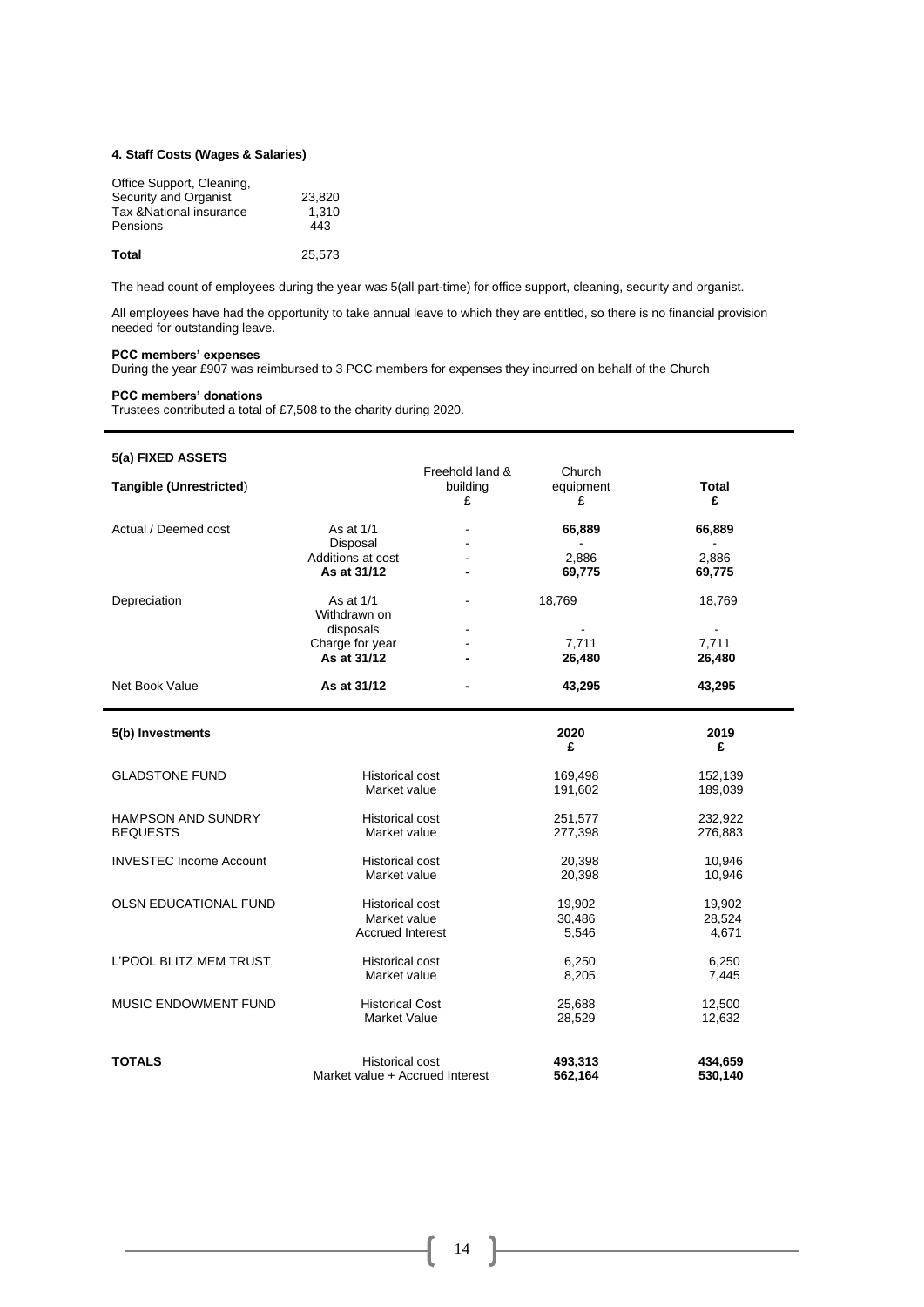#### 4. Staff Costs (Wages & Salaries)

| | |
|---|---|
| Office Support, Cleaning, Security and Organist | 23,820 |
| Tax &National insurance | 1,310 |
| Pensions | 443 |
| **Total** | 25,573 |

The head count of employees during the year was 5(all part-time) for office support, cleaning, security and organist.

All employees have had the opportunity to take annual leave to which they are entitled, so there is no financial provision needed for outstanding leave.

**PCC members' expenses**
During the year £907 was reimbursed to 3 PCC members for expenses they incurred on behalf of the Church

**PCC members' donations**
Trustees contributed a total of £7,508 to the charity during 2020.

#### 5(a) FIXED ASSETS

| **Tangible (Unrestricted)** | | Freehold land & building £ | Church equipment £ | **Total £** |
|---|---|---|---|---|
| Actual / Deemed cost | As at 1/1 | - | **66,889** | **66,889** |
| | Disposal | - | - | - |
| | Additions at cost | - | 2,886 | 2,886 |
| | **As at 31/12** | **-** | **69,775** | **69,775** |
| Depreciation | As at 1/1 | - | 18,769 | 18,769 |
| | Withdrawn on disposals | - | - | - |
| | Charge for year | - | 7,711 | 7,711 |
| | **As at 31/12** | **-** | **26,480** | **26,480** |
| Net Book Value | **As at 31/12** | **-** | **43,295** | **43,295** |

#### 5(b) Investments

| | | **2020 £** | **2019 £** |
|---|---|---|---|
| GLADSTONE FUND | Historical cost | 169,498 | 152,139 |
| | Market value | 191,602 | 189,039 |
| HAMPSON AND SUNDRY BEQUESTS | Historical cost | 251,577 | 232,922 |
| | Market value | 277,398 | 276,883 |
| INVESTEC Income Account | Historical cost | 20,398 | 10,946 |
| | Market value | 20,398 | 10,946 |
| OLSN EDUCATIONAL FUND | Historical cost | 19,902 | 19,902 |
| | Market value | 30,486 | 28,524 |
| | Accrued Interest | 5,546 | 4,671 |
| L'POOL BLITZ MEM TRUST | Historical cost | 6,250 | 6,250 |
| | Market value | 8,205 | 7,445 |
| MUSIC ENDOWMENT FUND | Historical Cost | 25,688 | 12,500 |
| | Market Value | 28,529 | 12,632 |
| **TOTALS** | Historical cost | **493,313** | **434,659** |
| | Market value + Accrued Interest | **562,164** | **530,140** |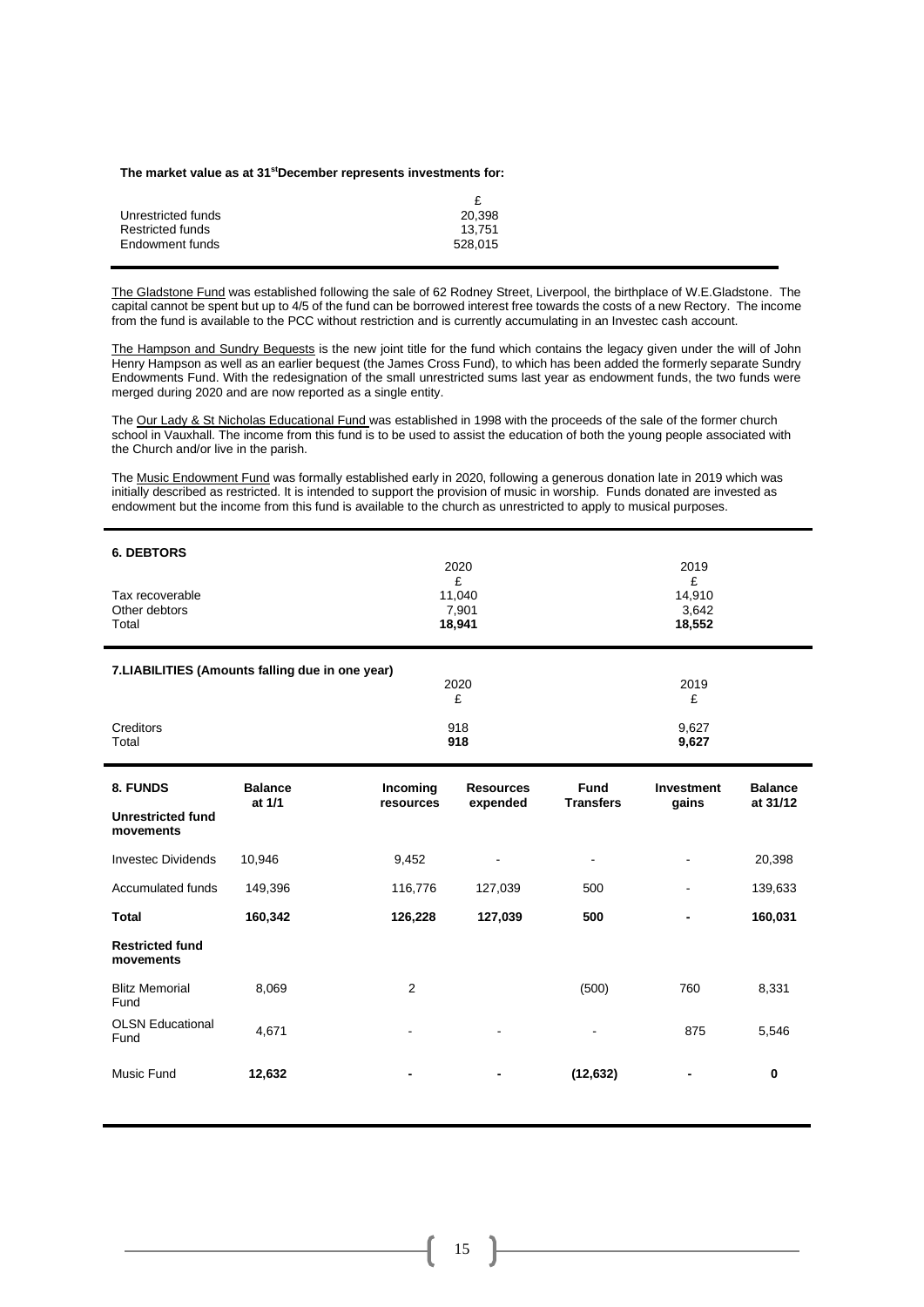**The market value as at 31st December represents investments for:**

| | £ |
|---|---|
| Unrestricted funds | 20,398 |
| Restricted funds | 13,751 |
| Endowment funds | 528,015 |

The Gladstone Fund was established following the sale of 62 Rodney Street, Liverpool, the birthplace of W.E.Gladstone. The capital cannot be spent but up to 4/5 of the fund can be borrowed interest free towards the costs of a new Rectory. The income from the fund is available to the PCC without restriction and is currently accumulating in an Investec cash account.

The Hampson and Sundry Bequests is the new joint title for the fund which contains the legacy given under the will of John Henry Hampson as well as an earlier bequest (the James Cross Fund), to which has been added the formerly separate Sundry Endowments Fund. With the redesignation of the small unrestricted sums last year as endowment funds, the two funds were merged during 2020 and are now reported as a single entity.

The Our Lady & St Nicholas Educational Fund was established in 1998 with the proceeds of the sale of the former church school in Vauxhall. The income from this fund is to be used to assist the education of both the young people associated with the Church and/or live in the parish.

The Music Endowment Fund was formally established early in 2020, following a generous donation late in 2019 which was initially described as restricted. It is intended to support the provision of music in worship. Funds donated are invested as endowment but the income from this fund is available to the church as unrestricted to apply to musical purposes.

**6. DEBTORS**

| | 2020 | 2019 |
|---|---|---|
| | £ | £ |
| Tax recoverable | 11,040 | 14,910 |
| Other debtors | 7,901 | 3,642 |
| Total | **18,941** | **18,552** |

**7.LIABILITIES (Amounts falling due in one year)**

| | 2020 | 2019 |
|---|---|---|
| | £ | £ |
| Creditors | 918 | 9,627 |
| Total | **918** | **9,627** |

| **8. FUNDS** | **Balance at 1/1** | **Incoming resources** | **Resources expended** | **Fund Transfers** | **Investment gains** | **Balance at 31/12** |
|---|---|---|---|---|---|---|
| **Unrestricted fund movements** | | | | | | |
| Investec Dividends | 10,946 | 9,452 | - | - | - | 20,398 |
| Accumulated funds | 149,396 | 116,776 | 127,039 | 500 | - | 139,633 |
| **Total** | **160,342** | **126,228** | **127,039** | **500** | **-** | **160,031** |
| **Restricted fund movements** | | | | | | |
| Blitz Memorial Fund | 8,069 | 2 | | (500) | 760 | 8,331 |
| OLSN Educational Fund | 4,671 | - | - | - | 875 | 5,546 |
| Music Fund | **12,632** | **-** | **-** | **(12,632)** | **-** | **0** |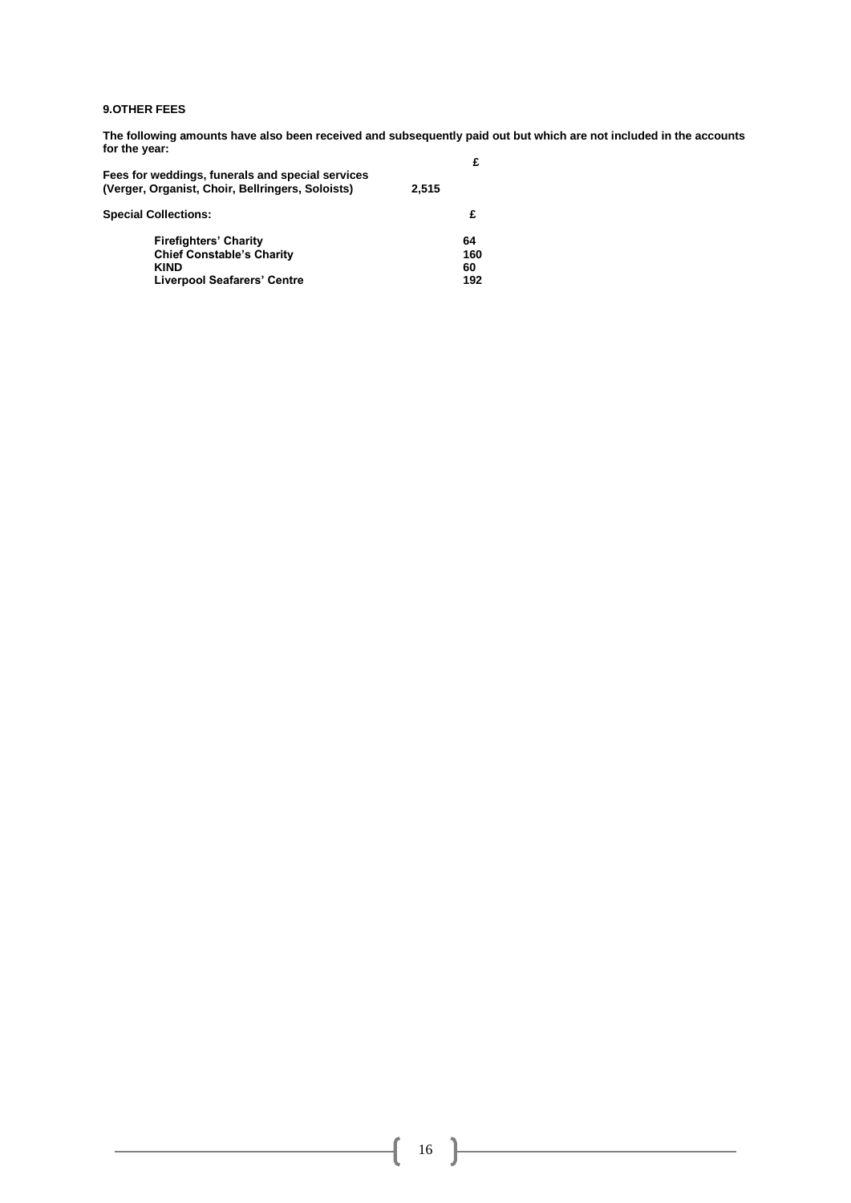**9.OTHER FEES**

**The following amounts have also been received and subsequently paid out but which are not included in the accounts for the year:**

| | £ |
|---|---|
| **Fees for weddings, funerals and special services (Verger, Organist, Choir, Bellringers, Soloists)** | **2,515** |

**Special Collections:**

| | £ |
|---|---|
| **Firefighters' Charity** | **64** |
| **Chief Constable's Charity** | **160** |
| **KIND** | **60** |
| **Liverpool Seafarers' Centre** | **192** |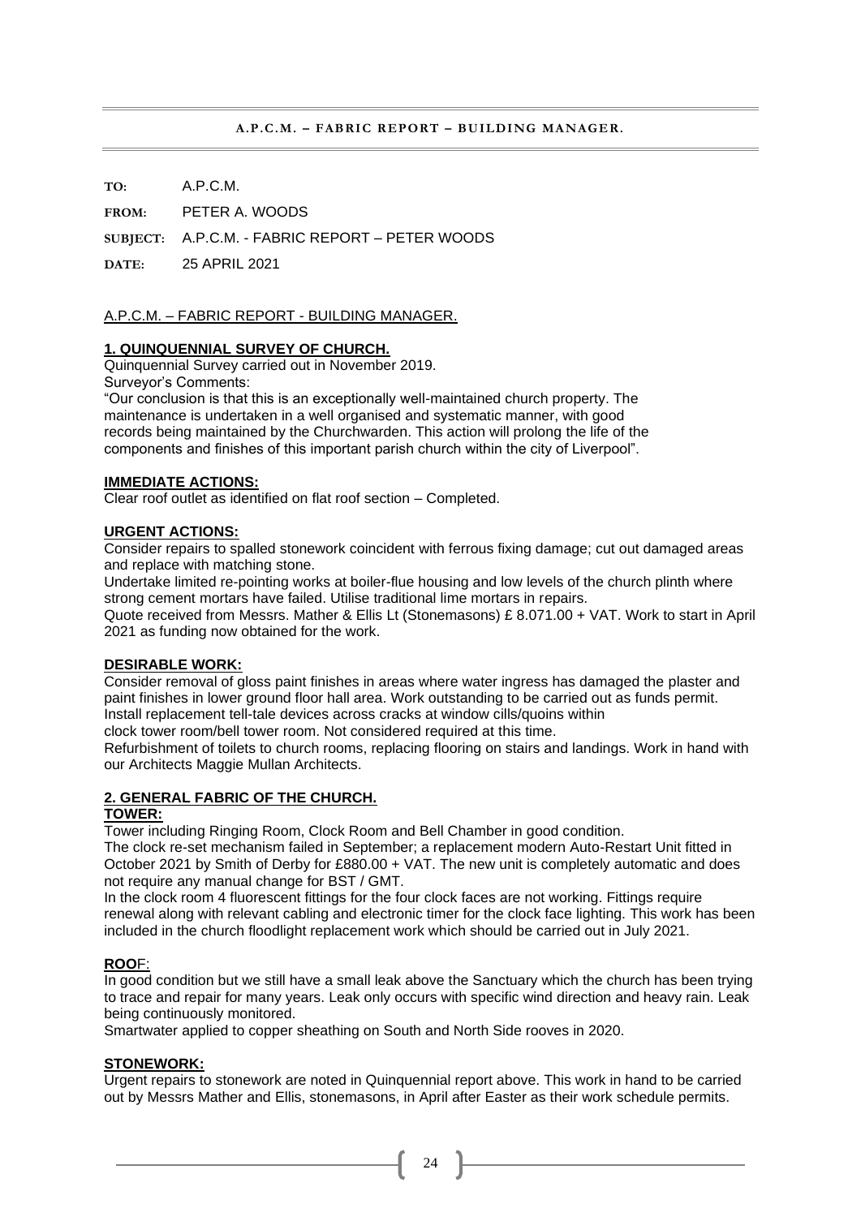**A.P.C.M. – FABRIC REPORT – BUILDING MANAGER.**

**TO:** A.P.C.M.

**FROM:** PETER A. WOODS

**SUBJECT:** A.P.C.M. - FABRIC REPORT – PETER WOODS

**DATE:** 25 APRIL 2021

A.P.C.M. – FABRIC REPORT - BUILDING MANAGER.

**1. QUINQUENNIAL SURVEY OF CHURCH.**

Quinquennial Survey carried out in November 2019.
Surveyor's Comments:
"Our conclusion is that this is an exceptionally well-maintained church property. The maintenance is undertaken in a well organised and systematic manner, with good records being maintained by the Churchwarden. This action will prolong the life of the components and finishes of this important parish church within the city of Liverpool".

**IMMEDIATE ACTIONS:**

Clear roof outlet as identified on flat roof section – Completed.

**URGENT ACTIONS:**

Consider repairs to spalled stonework coincident with ferrous fixing damage; cut out damaged areas and replace with matching stone.
Undertake limited re-pointing works at boiler-flue housing and low levels of the church plinth where strong cement mortars have failed. Utilise traditional lime mortars in repairs.
Quote received from Messrs. Mather & Ellis Lt (Stonemasons) £ 8.071.00 + VAT. Work to start in April 2021 as funding now obtained for the work.

**DESIRABLE WORK:**

Consider removal of gloss paint finishes in areas where water ingress has damaged the plaster and paint finishes in lower ground floor hall area. Work outstanding to be carried out as funds permit.
Install replacement tell-tale devices across cracks at window cills/quoins within clock tower room/bell tower room. Not considered required at this time.
Refurbishment of toilets to church rooms, replacing flooring on stairs and landings. Work in hand with our Architects Maggie Mullan Architects.

**2. GENERAL FABRIC OF THE CHURCH.**

**TOWER:**

Tower including Ringing Room, Clock Room and Bell Chamber in good condition.
The clock re-set mechanism failed in September; a replacement modern Auto-Restart Unit fitted in October 2021 by Smith of Derby for £880.00 + VAT. The new unit is completely automatic and does not require any manual change for BST / GMT.
In the clock room 4 fluorescent fittings for the four clock faces are not working. Fittings require renewal along with relevant cabling and electronic timer for the clock face lighting. This work has been included in the church floodlight replacement work which should be carried out in July 2021.

**ROOF:**

In good condition but we still have a small leak above the Sanctuary which the church has been trying to trace and repair for many years. Leak only occurs with specific wind direction and heavy rain. Leak being continuously monitored.
Smartwater applied to copper sheathing on South and North Side rooves in 2020.

**STONEWORK:**

Urgent repairs to stonework are noted in Quinquennial report above. This work in hand to be carried out by Messrs Mather and Ellis, stonemasons, in April after Easter as their work schedule permits.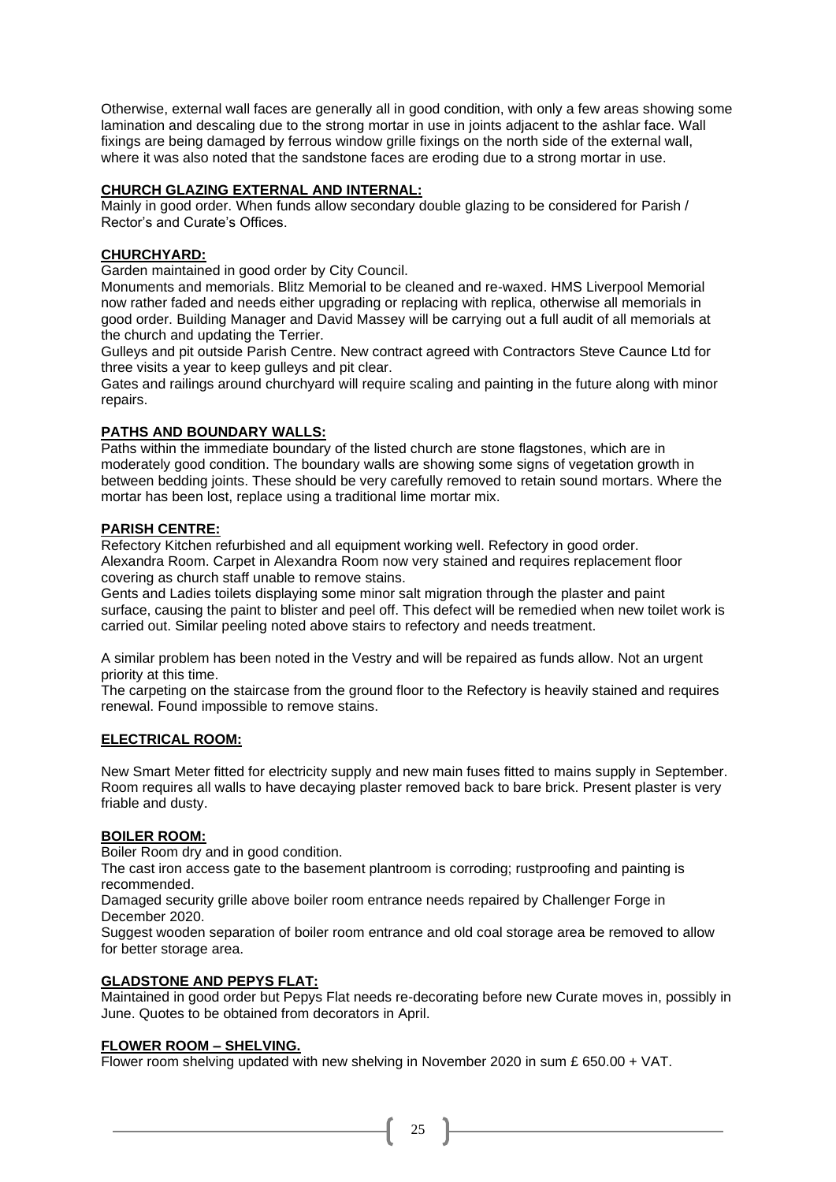Otherwise, external wall faces are generally all in good condition, with only a few areas showing some lamination and descaling due to the strong mortar in use in joints adjacent to the ashlar face. Wall fixings are being damaged by ferrous window grille fixings on the north side of the external wall, where it was also noted that the sandstone faces are eroding due to a strong mortar in use.

**CHURCH GLAZING EXTERNAL AND INTERNAL:**

Mainly in good order. When funds allow secondary double glazing to be considered for Parish / Rector's and Curate's Offices.

**CHURCHYARD:**

Garden maintained in good order by City Council.

Monuments and memorials. Blitz Memorial to be cleaned and re-waxed. HMS Liverpool Memorial now rather faded and needs either upgrading or replacing with replica, otherwise all memorials in good order. Building Manager and David Massey will be carrying out a full audit of all memorials at the church and updating the Terrier.

Gulleys and pit outside Parish Centre. New contract agreed with Contractors Steve Caunce Ltd for three visits a year to keep gulleys and pit clear.

Gates and railings around churchyard will require scaling and painting in the future along with minor repairs.

**PATHS AND BOUNDARY WALLS:**

Paths within the immediate boundary of the listed church are stone flagstones, which are in moderately good condition. The boundary walls are showing some signs of vegetation growth in between bedding joints. These should be very carefully removed to retain sound mortars. Where the mortar has been lost, replace using a traditional lime mortar mix.

**PARISH CENTRE:**

Refectory Kitchen refurbished and all equipment working well. Refectory in good order.

Alexandra Room. Carpet in Alexandra Room now very stained and requires replacement floor covering as church staff unable to remove stains.

Gents and Ladies toilets displaying some minor salt migration through the plaster and paint surface, causing the paint to blister and peel off. This defect will be remedied when new toilet work is carried out. Similar peeling noted above stairs to refectory and needs treatment.

A similar problem has been noted in the Vestry and will be repaired as funds allow. Not an urgent priority at this time.

The carpeting on the staircase from the ground floor to the Refectory is heavily stained and requires renewal. Found impossible to remove stains.

**ELECTRICAL ROOM:**

New Smart Meter fitted for electricity supply and new main fuses fitted to mains supply in September. Room requires all walls to have decaying plaster removed back to bare brick. Present plaster is very friable and dusty.

**BOILER ROOM:**

Boiler Room dry and in good condition.

The cast iron access gate to the basement plantroom is corroding; rustproofing and painting is recommended.

Damaged security grille above boiler room entrance needs repaired by Challenger Forge in December 2020.

Suggest wooden separation of boiler room entrance and old coal storage area be removed to allow for better storage area.

**GLADSTONE AND PEPYS FLAT:**

Maintained in good order but Pepys Flat needs re-decorating before new Curate moves in, possibly in June. Quotes to be obtained from decorators in April.

**FLOWER ROOM – SHELVING.**

Flower room shelving updated with new shelving in November 2020 in sum £ 650.00 + VAT.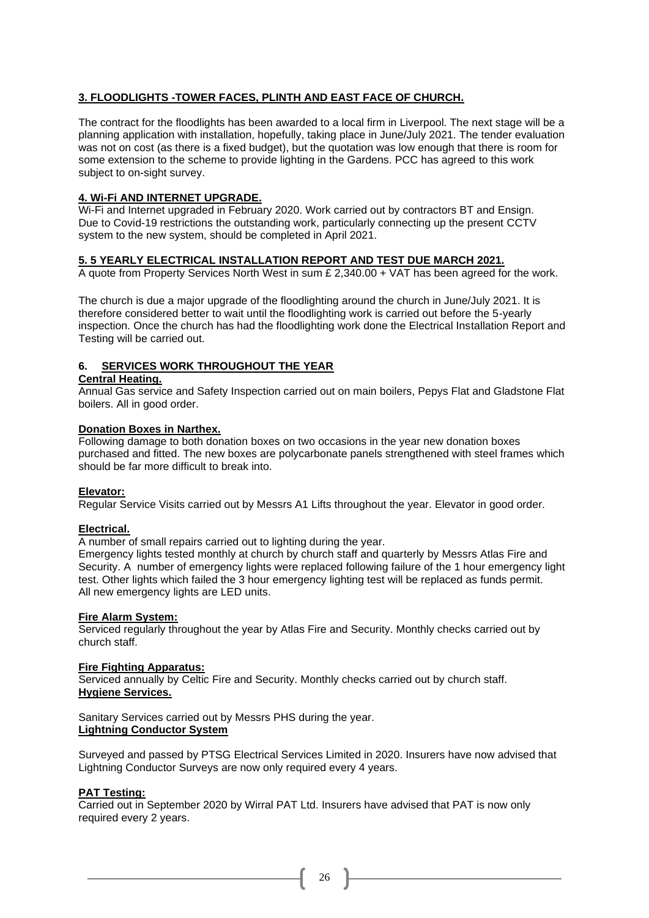### **3. FLOODLIGHTS -TOWER FACES, PLINTH AND EAST FACE OF CHURCH.**

The contract for the floodlights has been awarded to a local firm in Liverpool. The next stage will be a planning application with installation, hopefully, taking place in June/July 2021. The tender evaluation was not on cost (as there is a fixed budget), but the quotation was low enough that there is room for some extension to the scheme to provide lighting in the Gardens. PCC has agreed to this work subject to on-sight survey.

### **4. Wi-Fi AND INTERNET UPGRADE.**

Wi-Fi and Internet upgraded in February 2020. Work carried out by contractors BT and Ensign. Due to Covid-19 restrictions the outstanding work, particularly connecting up the present CCTV system to the new system, should be completed in April 2021.

### **5. 5 YEARLY ELECTRICAL INSTALLATION REPORT AND TEST DUE MARCH 2021.**

A quote from Property Services North West in sum £ 2,340.00 + VAT has been agreed for the work.

The church is due a major upgrade of the floodlighting around the church in June/July 2021. It is therefore considered better to wait until the floodlighting work is carried out before the 5-yearly inspection. Once the church has had the floodlighting work done the Electrical Installation Report and Testing will be carried out.

### **6. SERVICES WORK THROUGHOUT THE YEAR**

**Central Heating.**

Annual Gas service and Safety Inspection carried out on main boilers, Pepys Flat and Gladstone Flat boilers. All in good order.

**Donation Boxes in Narthex.**

Following damage to both donation boxes on two occasions in the year new donation boxes purchased and fitted. The new boxes are polycarbonate panels strengthened with steel frames which should be far more difficult to break into.

**Elevator:**

Regular Service Visits carried out by Messrs A1 Lifts throughout the year. Elevator in good order.

**Electrical.**

A number of small repairs carried out to lighting during the year.
Emergency lights tested monthly at church by church staff and quarterly by Messrs Atlas Fire and Security. A number of emergency lights were replaced following failure of the 1 hour emergency light test. Other lights which failed the 3 hour emergency lighting test will be replaced as funds permit.
All new emergency lights are LED units.

**Fire Alarm System:**

Serviced regularly throughout the year by Atlas Fire and Security. Monthly checks carried out by church staff.

**Fire Fighting Apparatus:**

Serviced annually by Celtic Fire and Security. Monthly checks carried out by church staff.

**Hygiene Services.**

Sanitary Services carried out by Messrs PHS during the year.

**Lightning Conductor System**

Surveyed and passed by PTSG Electrical Services Limited in 2020. Insurers have now advised that Lightning Conductor Surveys are now only required every 4 years.

**PAT Testing:**

Carried out in September 2020 by Wirral PAT Ltd. Insurers have advised that PAT is now only required every 2 years.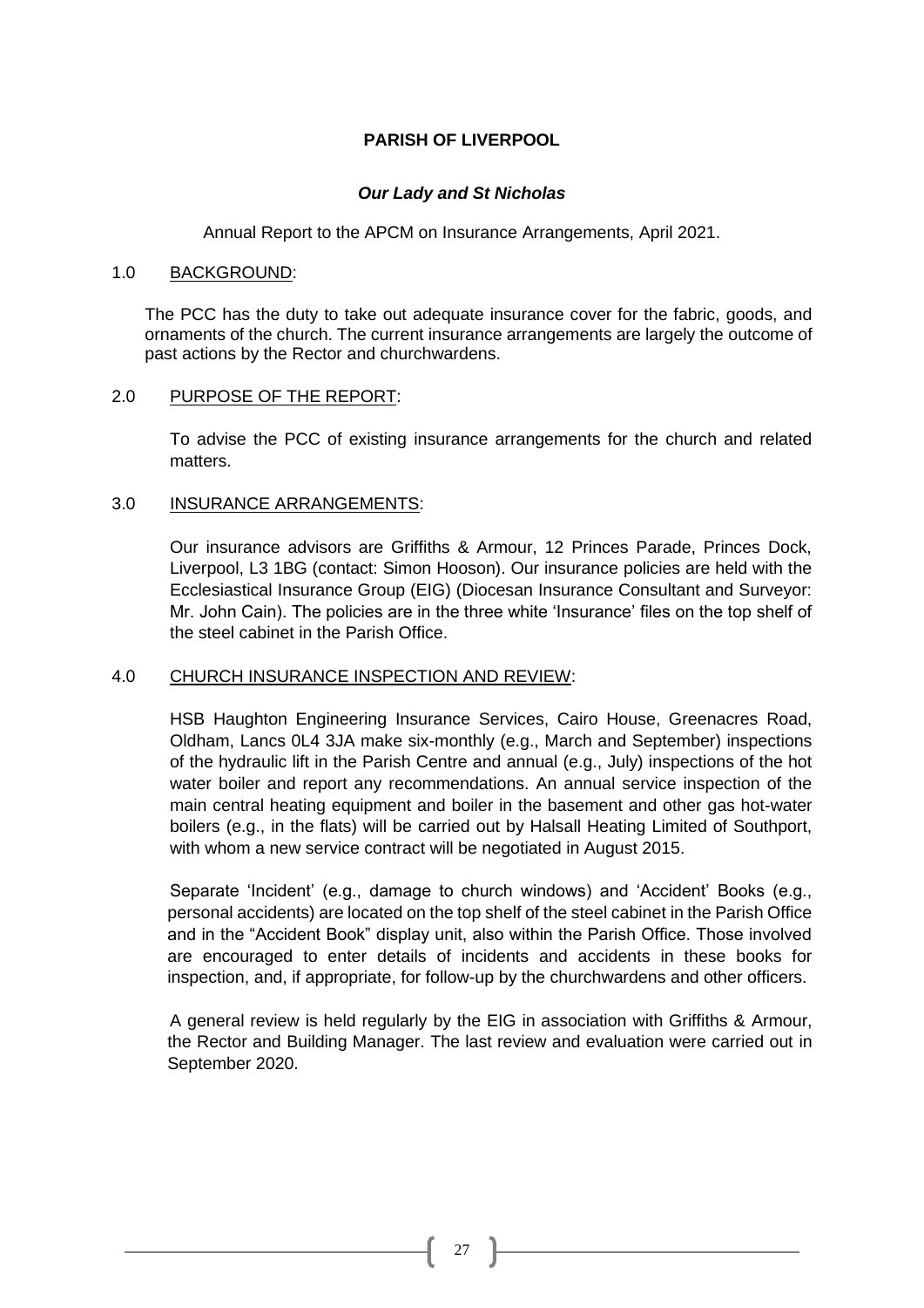**PARISH OF LIVERPOOL**

***Our Lady and St Nicholas***

Annual Report to the APCM on Insurance Arrangements, April 2021.

1.0 BACKGROUND:

The PCC has the duty to take out adequate insurance cover for the fabric, goods, and ornaments of the church. The current insurance arrangements are largely the outcome of past actions by the Rector and churchwardens.

2.0 PURPOSE OF THE REPORT:

To advise the PCC of existing insurance arrangements for the church and related matters.

3.0 INSURANCE ARRANGEMENTS:

Our insurance advisors are Griffiths & Armour, 12 Princes Parade, Princes Dock, Liverpool, L3 1BG (contact: Simon Hooson). Our insurance policies are held with the Ecclesiastical Insurance Group (EIG) (Diocesan Insurance Consultant and Surveyor: Mr. John Cain). The policies are in the three white 'Insurance' files on the top shelf of the steel cabinet in the Parish Office.

4.0 CHURCH INSURANCE INSPECTION AND REVIEW:

HSB Haughton Engineering Insurance Services, Cairo House, Greenacres Road, Oldham, Lancs 0L4 3JA make six-monthly (e.g., March and September) inspections of the hydraulic lift in the Parish Centre and annual (e.g., July) inspections of the hot water boiler and report any recommendations. An annual service inspection of the main central heating equipment and boiler in the basement and other gas hot-water boilers (e.g., in the flats) will be carried out by Halsall Heating Limited of Southport, with whom a new service contract will be negotiated in August 2015.

Separate 'Incident' (e.g., damage to church windows) and 'Accident' Books (e.g., personal accidents) are located on the top shelf of the steel cabinet in the Parish Office and in the "Accident Book" display unit, also within the Parish Office. Those involved are encouraged to enter details of incidents and accidents in these books for inspection, and, if appropriate, for follow-up by the churchwardens and other officers.

A general review is held regularly by the EIG in association with Griffiths & Armour, the Rector and Building Manager. The last review and evaluation were carried out in September 2020.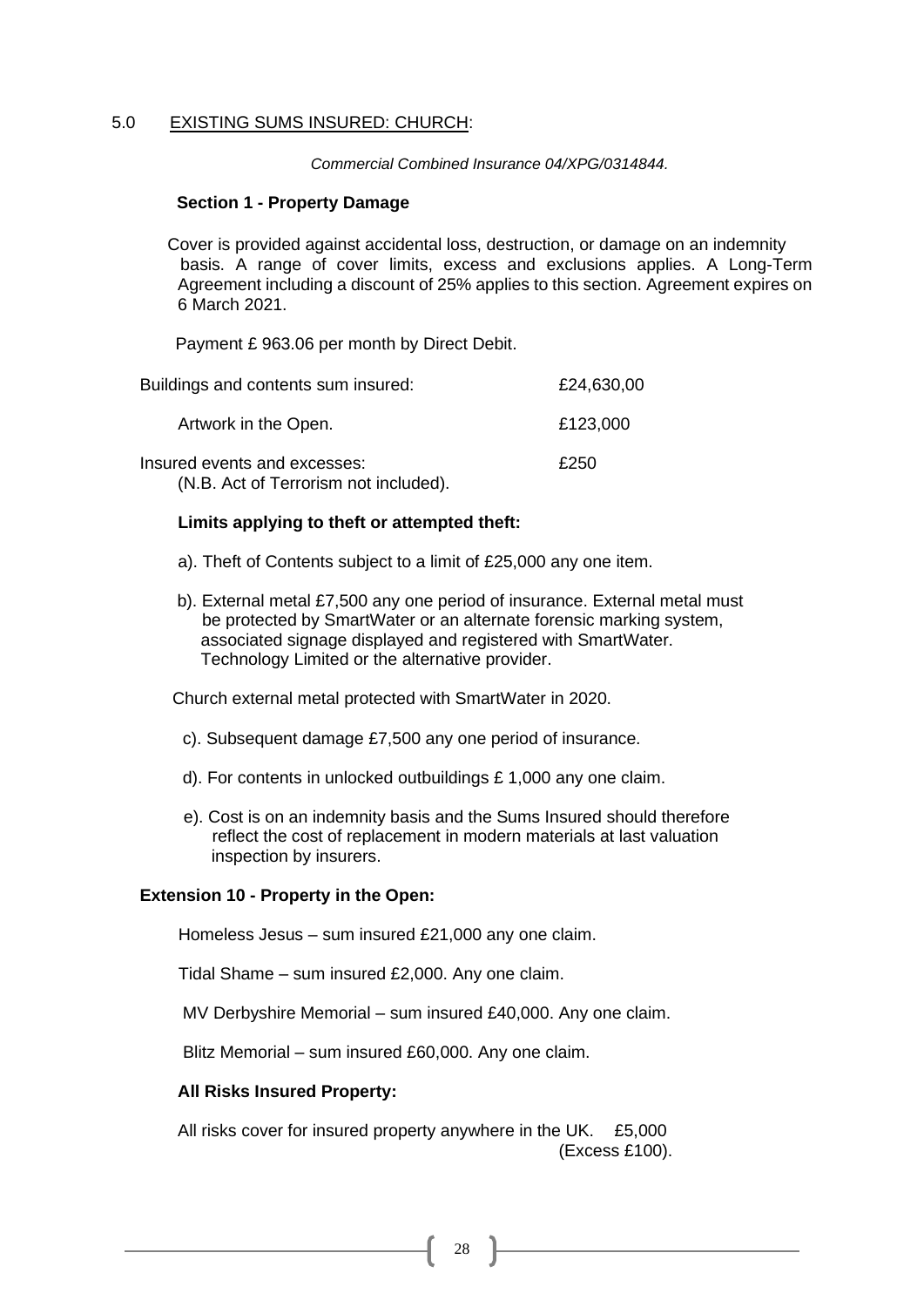## 5.0 EXISTING SUMS INSURED: CHURCH:

*Commercial Combined Insurance 04/XPG/0314844.*

### Section 1 - Property Damage

Cover is provided against accidental loss, destruction, or damage on an indemnity basis. A range of cover limits, excess and exclusions applies. A Long-Term Agreement including a discount of 25% applies to this section. Agreement expires on 6 March 2021.

Payment £ 963.06 per month by Direct Debit.

| | |
|---|---|
| Buildings and contents sum insured: | £24,630,00 |
| Artwork in the Open. | £123,000 |
| Insured events and excesses: (N.B. Act of Terrorism not included). | £250 |

**Limits applying to theft or attempted theft:**

a). Theft of Contents subject to a limit of £25,000 any one item.

b). External metal £7,500 any one period of insurance. External metal must be protected by SmartWater or an alternate forensic marking system, associated signage displayed and registered with SmartWater. Technology Limited or the alternative provider.

Church external metal protected with SmartWater in 2020.

c). Subsequent damage £7,500 any one period of insurance.

d). For contents in unlocked outbuildings £ 1,000 any one claim.

e). Cost is on an indemnity basis and the Sums Insured should therefore reflect the cost of replacement in modern materials at last valuation inspection by insurers.

### Extension 10 - Property in the Open:

Homeless Jesus – sum insured £21,000 any one claim.

Tidal Shame – sum insured £2,000. Any one claim.

MV Derbyshire Memorial – sum insured £40,000. Any one claim.

Blitz Memorial – sum insured £60,000. Any one claim.

**All Risks Insured Property:**

All risks cover for insured property anywhere in the UK. £5,000 (Excess £100).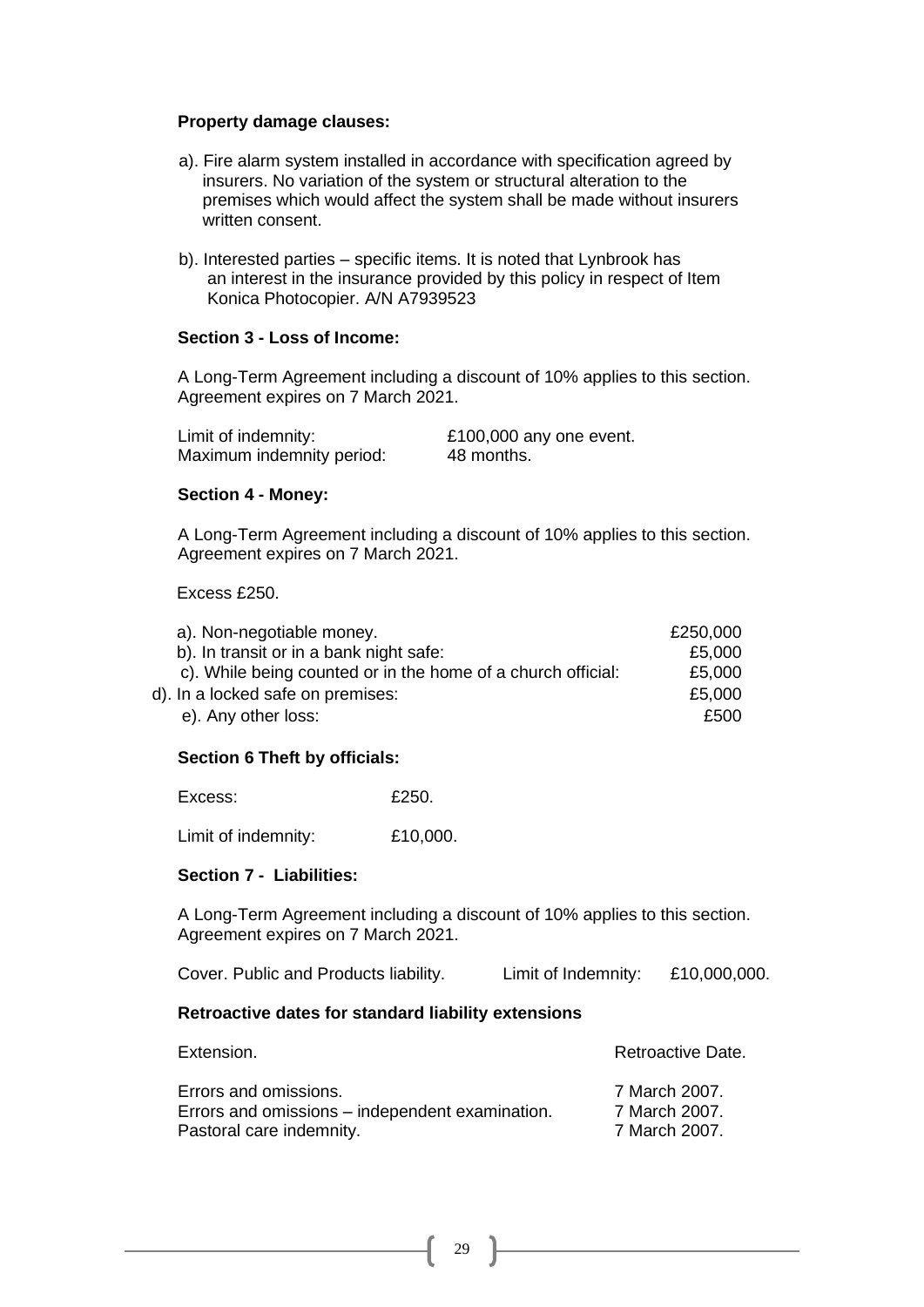**Property damage clauses:**

a). Fire alarm system installed in accordance with specification agreed by insurers. No variation of the system or structural alteration to the premises which would affect the system shall be made without insurers written consent.

b). Interested parties – specific items. It is noted that Lynbrook has an interest in the insurance provided by this policy in respect of Item Konica Photocopier. A/N A7939523

**Section 3 - Loss of Income:**

A Long-Term Agreement including a discount of 10% applies to this section. Agreement expires on 7 March 2021.

| | |
|---|---|
| Limit of indemnity: | £100,000 any one event. |
| Maximum indemnity period: | 48 months. |

**Section 4 - Money:**

A Long-Term Agreement including a discount of 10% applies to this section. Agreement expires on 7 March 2021.

Excess £250.

| | |
|---|---:|
| a). Non-negotiable money. | £250,000 |
| b). In transit or in a bank night safe: | £5,000 |
| c). While being counted or in the home of a church official: | £5,000 |
| d). In a locked safe on premises: | £5,000 |
| e). Any other loss: | £500 |

**Section 6 Theft by officials:**

Excess: £250.

Limit of indemnity: £10,000.

**Section 7 - Liabilities:**

A Long-Term Agreement including a discount of 10% applies to this section. Agreement expires on 7 March 2021.

Cover. Public and Products liability. Limit of Indemnity: £10,000,000.

**Retroactive dates for standard liability extensions**

| Extension. | Retroactive Date. |
|---|---|
| Errors and omissions. | 7 March 2007. |
| Errors and omissions – independent examination. | 7 March 2007. |
| Pastoral care indemnity. | 7 March 2007. |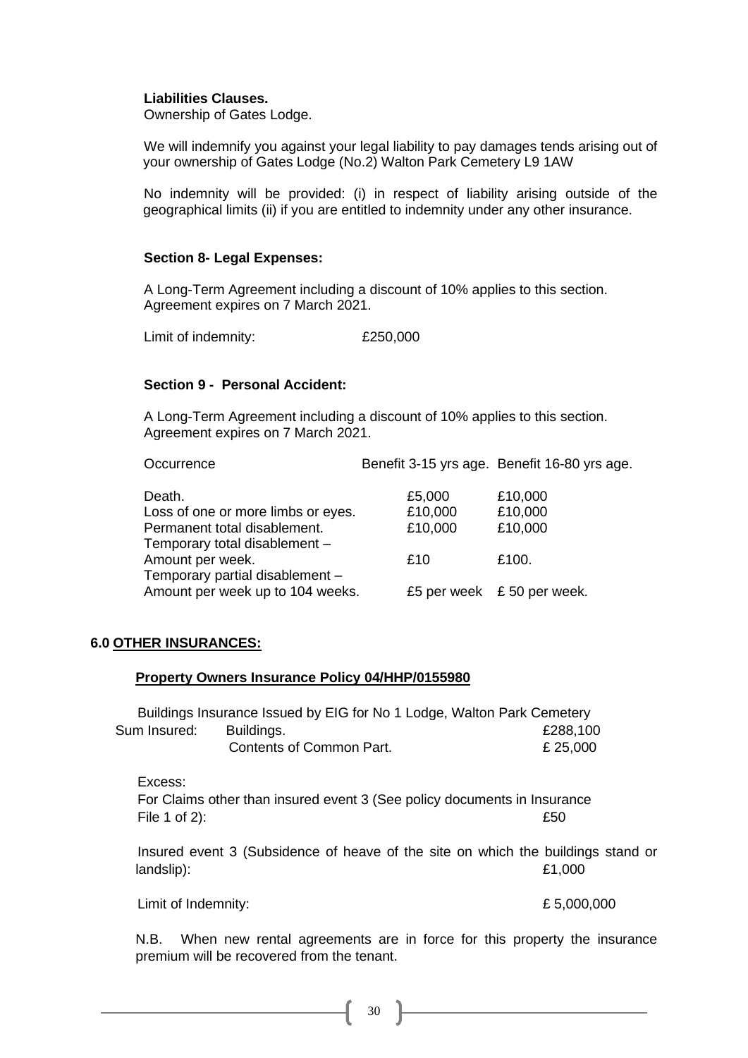**Liabilities Clauses.**
Ownership of Gates Lodge.

We will indemnify you against your legal liability to pay damages tends arising out of your ownership of Gates Lodge (No.2) Walton Park Cemetery L9 1AW

No indemnity will be provided: (i) in respect of liability arising outside of the geographical limits (ii) if you are entitled to indemnity under any other insurance.

**Section 8- Legal Expenses:**

A Long-Term Agreement including a discount of 10% applies to this section. Agreement expires on 7 March 2021.

Limit of indemnity: £250,000

**Section 9 - Personal Accident:**

A Long-Term Agreement including a discount of 10% applies to this section. Agreement expires on 7 March 2021.

| Occurrence | Benefit 3-15 yrs age. | Benefit 16-80 yrs age. |
|---|---|---|
| Death. | £5,000 | £10,000 |
| Loss of one or more limbs or eyes. | £10,000 | £10,000 |
| Permanent total disablement. | £10,000 | £10,000 |
| Temporary total disablement – Amount per week. | £10 | £100. |
| Temporary partial disablement – Amount per week up to 104 weeks. | £5 per week | £ 50 per week. |

## 6.0 OTHER INSURANCES:

**Property Owners Insurance Policy 04/HHP/0155980**

Buildings Insurance Issued by EIG for No 1 Lodge, Walton Park Cemetery

| Sum Insured: | Buildings. | £288,100 |
|---|---|---|
| | Contents of Common Part. | £ 25,000 |

Excess:
For Claims other than insured event 3 (See policy documents in Insurance File 1 of 2): £50

Insured event 3 (Subsidence of heave of the site on which the buildings stand or landslip): £1,000

Limit of Indemnity: £ 5,000,000

N.B. When new rental agreements are in force for this property the insurance premium will be recovered from the tenant.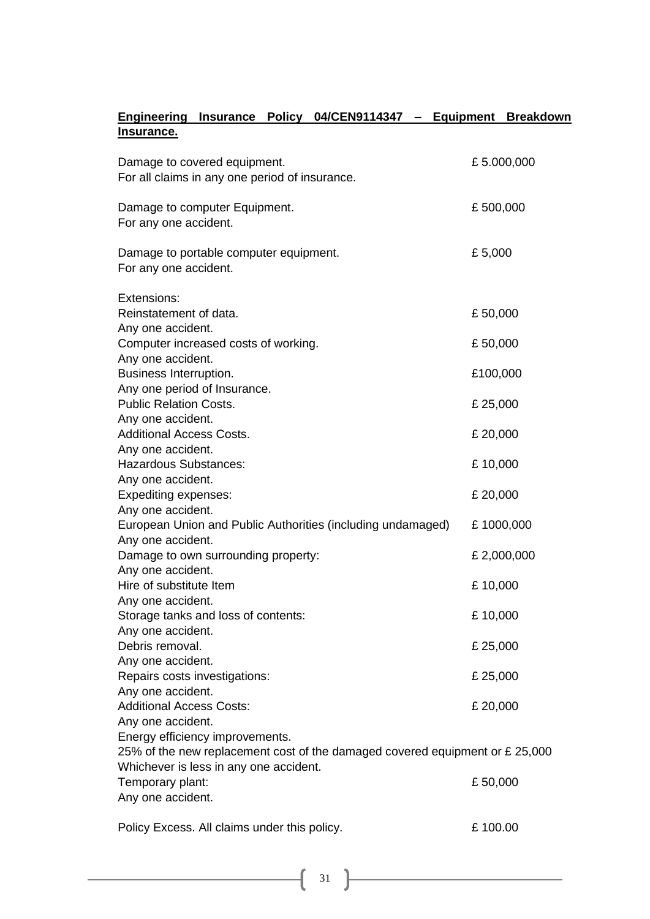**<u>Engineering Insurance Policy 04/CEN9114347 – Equipment Breakdown Insurance.</u>**

| | |
|---|---|
| Damage to covered equipment.<br>For all claims in any one period of insurance. | £ 5.000,000 |
| Damage to computer Equipment.<br>For any one accident. | £ 500,000 |
| Damage to portable computer equipment.<br>For any one accident. | £ 5,000 |
| Extensions: | |
| Reinstatement of data.<br>Any one accident. | £ 50,000 |
| Computer increased costs of working.<br>Any one accident. | £ 50,000 |
| Business Interruption.<br>Any one period of Insurance. | £100,000 |
| Public Relation Costs.<br>Any one accident. | £ 25,000 |
| Additional Access Costs.<br>Any one accident. | £ 20,000 |
| Hazardous Substances:<br>Any one accident. | £ 10,000 |
| Expediting expenses:<br>Any one accident. | £ 20,000 |
| European Union and Public Authorities (including undamaged)<br>Any one accident. | £ 1000,000 |
| Damage to own surrounding property:<br>Any one accident. | £ 2,000,000 |
| Hire of substitute Item<br>Any one accident. | £ 10,000 |
| Storage tanks and loss of contents:<br>Any one accident. | £ 10,000 |
| Debris removal.<br>Any one accident. | £ 25,000 |
| Repairs costs investigations:<br>Any one accident. | £ 25,000 |
| Additional Access Costs:<br>Any one accident. | £ 20,000 |
| Energy efficiency improvements.<br>25% of the new replacement cost of the damaged covered equipment or £ 25,000 Whichever is less in any one accident. | |
| Temporary plant:<br>Any one accident. | £ 50,000 |
| Policy Excess. All claims under this policy. | £ 100.00 |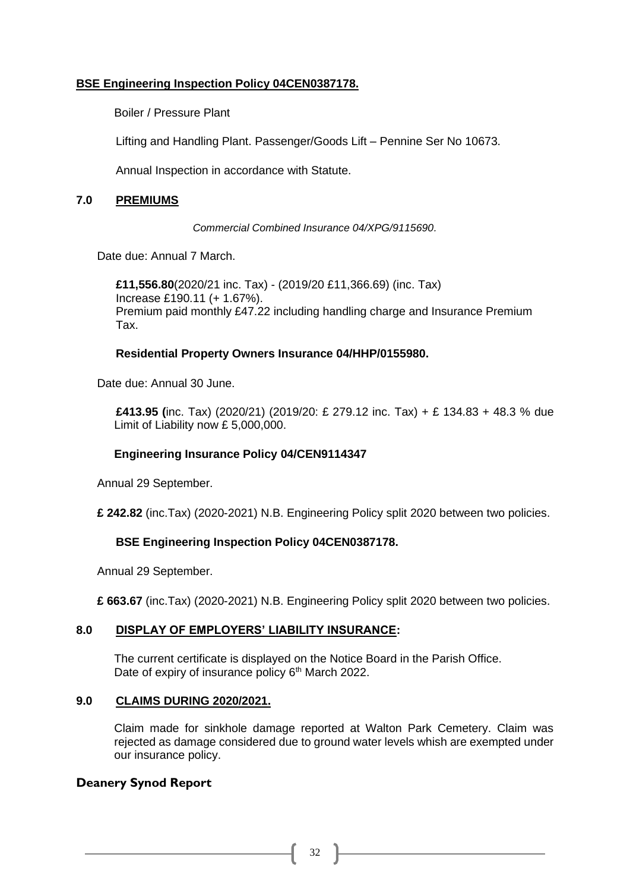**BSE Engineering Inspection Policy 04CEN0387178.**

Boiler / Pressure Plant

Lifting and Handling Plant. Passenger/Goods Lift – Pennine Ser No 10673.

Annual Inspection in accordance with Statute.

## 7.0 PREMIUMS

*Commercial Combined Insurance 04/XPG/9115690.*

Date due: Annual 7 March.

**£11,556.80**(2020/21 inc. Tax) - (2019/20 £11,366.69) (inc. Tax)
Increase £190.11 (+ 1.67%).
Premium paid monthly £47.22 including handling charge and Insurance Premium Tax.

**Residential Property Owners Insurance 04/HHP/0155980.**

Date due: Annual 30 June.

**£413.95 (**inc. Tax) (2020/21) (2019/20: £ 279.12 inc. Tax) + £ 134.83 + 48.3 % due Limit of Liability now £ 5,000,000.

**Engineering Insurance Policy 04/CEN9114347**

Annual 29 September.

**£ 242.82** (inc.Tax) (2020-2021) N.B. Engineering Policy split 2020 between two policies.

**BSE Engineering Inspection Policy 04CEN0387178.**

Annual 29 September.

**£ 663.67** (inc.Tax) (2020-2021) N.B. Engineering Policy split 2020 between two policies.

## 8.0 DISPLAY OF EMPLOYERS' LIABILITY INSURANCE:

The current certificate is displayed on the Notice Board in the Parish Office.
Date of expiry of insurance policy 6th March 2022.

## 9.0 CLAIMS DURING 2020/2021.

Claim made for sinkhole damage reported at Walton Park Cemetery. Claim was rejected as damage considered due to ground water levels whish are exempted under our insurance policy.

## Deanery Synod Report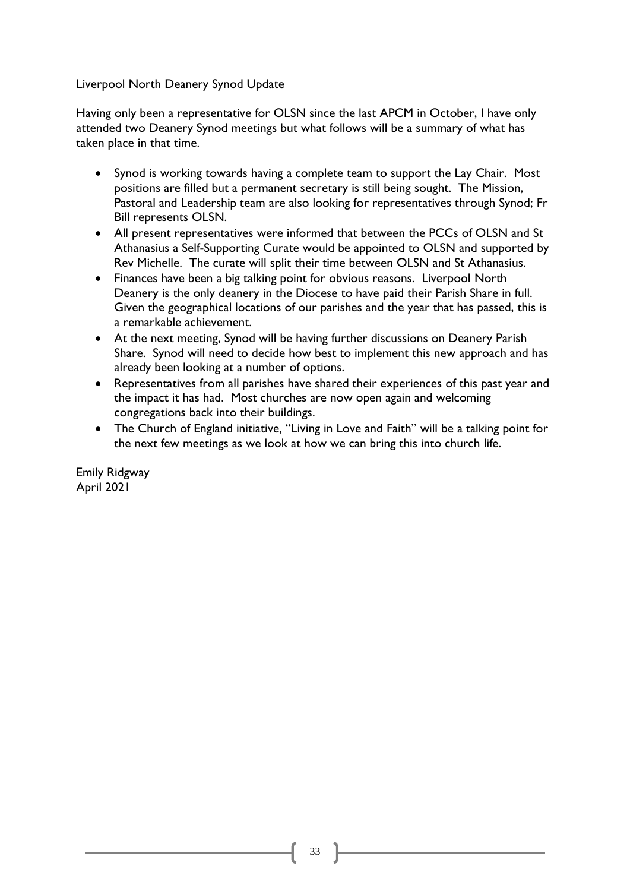Liverpool North Deanery Synod Update

Having only been a representative for OLSN since the last APCM in October, I have only attended two Deanery Synod meetings but what follows will be a summary of what has taken place in that time.

- Synod is working towards having a complete team to support the Lay Chair. Most positions are filled but a permanent secretary is still being sought. The Mission, Pastoral and Leadership team are also looking for representatives through Synod; Fr Bill represents OLSN.
- All present representatives were informed that between the PCCs of OLSN and St Athanasius a Self-Supporting Curate would be appointed to OLSN and supported by Rev Michelle. The curate will split their time between OLSN and St Athanasius.
- Finances have been a big talking point for obvious reasons. Liverpool North Deanery is the only deanery in the Diocese to have paid their Parish Share in full. Given the geographical locations of our parishes and the year that has passed, this is a remarkable achievement.
- At the next meeting, Synod will be having further discussions on Deanery Parish Share. Synod will need to decide how best to implement this new approach and has already been looking at a number of options.
- Representatives from all parishes have shared their experiences of this past year and the impact it has had. Most churches are now open again and welcoming congregations back into their buildings.
- The Church of England initiative, "Living in Love and Faith" will be a talking point for the next few meetings as we look at how we can bring this into church life.

Emily Ridgway
April 2021